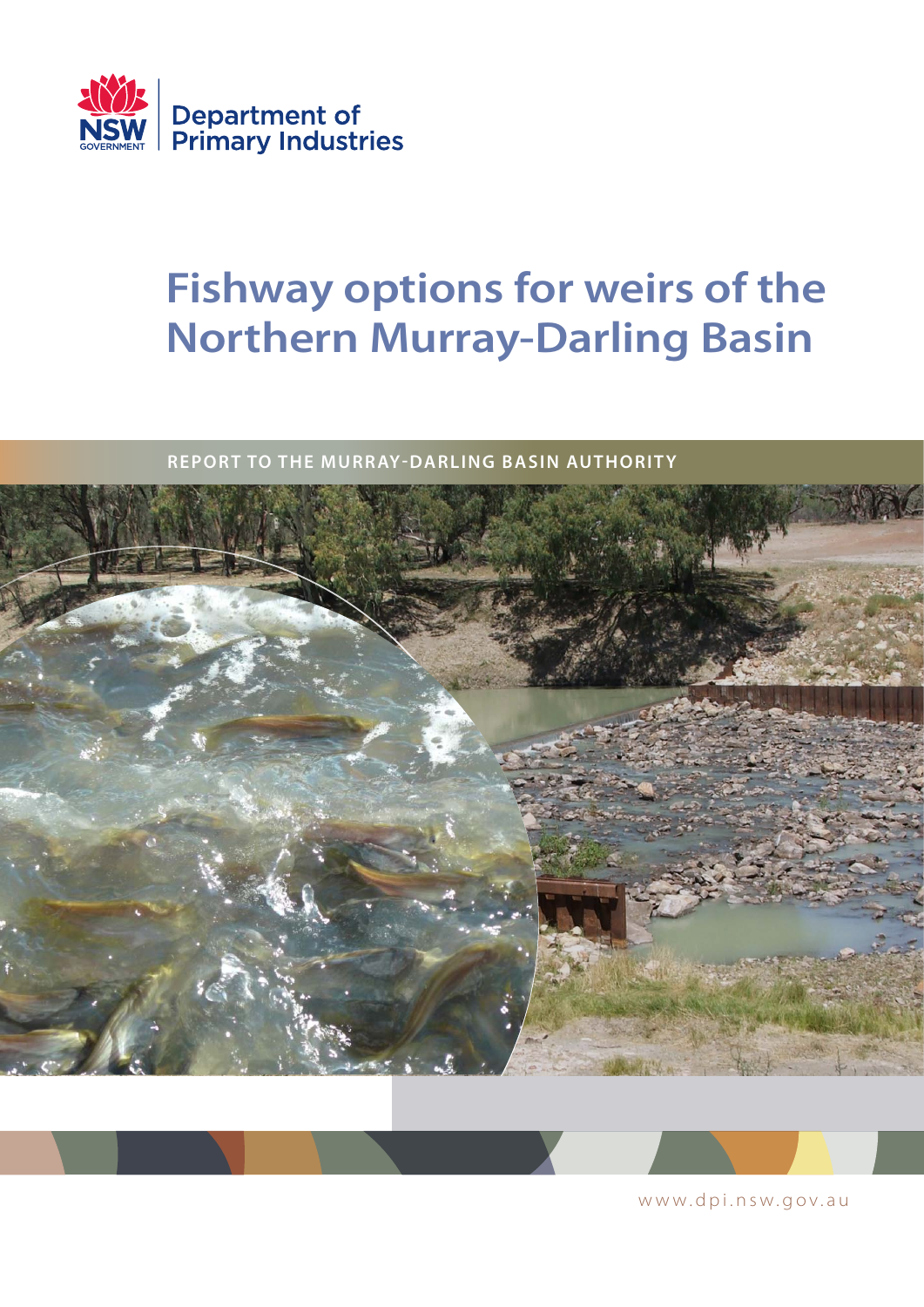NSW GOVERNMENT | Department of Primary Industries

# Fishway options for weirs of the Northern Murray-Darling Basin

REPORT TO THE MURRAY-DARLING BASIN AUTHORITY

www.dpi.nsw.gov.au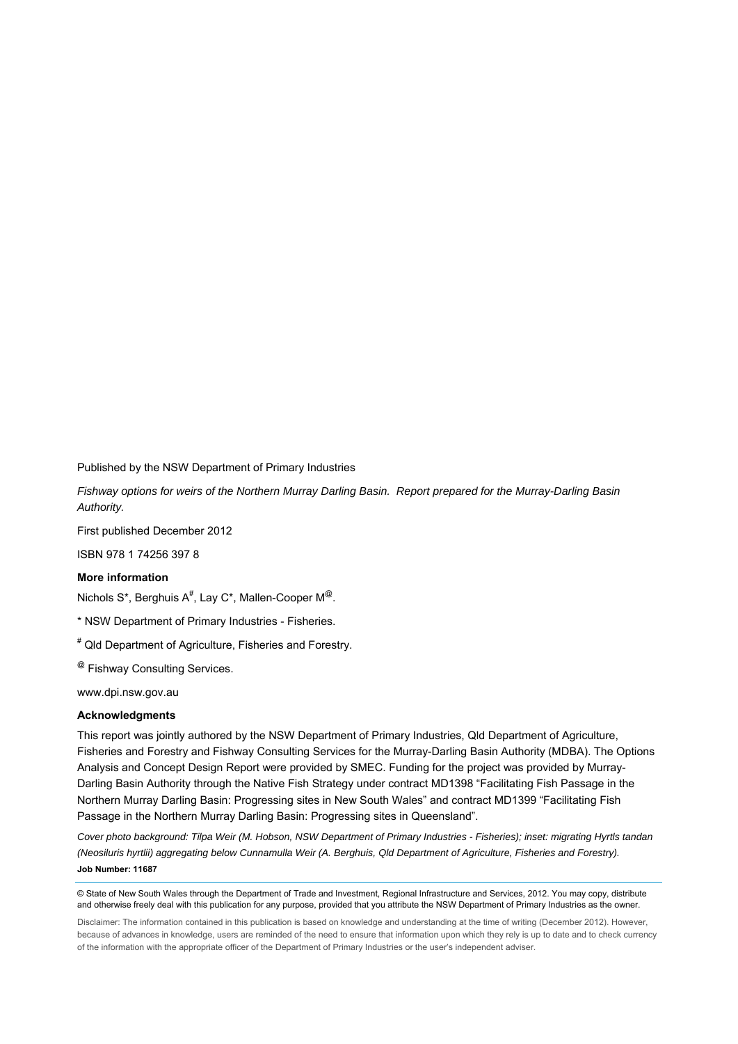Published by the NSW Department of Primary Industries

*Fishway options for weirs of the Northern Murray Darling Basin. Report prepared for the Murray-Darling Basin Authority.*

First published December 2012

ISBN 978 1 74256 397 8

**More information**

Nichols S*, Berghuis A[#], Lay C*, Mallen-Cooper M[@].

* NSW Department of Primary Industries - Fisheries.

[#] Qld Department of Agriculture, Fisheries and Forestry.

[@] Fishway Consulting Services.

www.dpi.nsw.gov.au

**Acknowledgments**

This report was jointly authored by the NSW Department of Primary Industries, Qld Department of Agriculture, Fisheries and Forestry and Fishway Consulting Services for the Murray-Darling Basin Authority (MDBA). The Options Analysis and Concept Design Report were provided by SMEC. Funding for the project was provided by Murray-Darling Basin Authority through the Native Fish Strategy under contract MD1398 "Facilitating Fish Passage in the Northern Murray Darling Basin: Progressing sites in New South Wales" and contract MD1399 "Facilitating Fish Passage in the Northern Murray Darling Basin: Progressing sites in Queensland".

*Cover photo background: Tilpa Weir (M. Hobson, NSW Department of Primary Industries - Fisheries); inset: migrating Hyrtls tandan (Neosiluris hyrtlii) aggregating below Cunnamulla Weir (A. Berghuis, Qld Department of Agriculture, Fisheries and Forestry).*

**Job Number: 11687**

© State of New South Wales through the Department of Trade and Investment, Regional Infrastructure and Services, 2012. You may copy, distribute and otherwise freely deal with this publication for any purpose, provided that you attribute the NSW Department of Primary Industries as the owner.

Disclaimer: The information contained in this publication is based on knowledge and understanding at the time of writing (December 2012). However, because of advances in knowledge, users are reminded of the need to ensure that information upon which they rely is up to date and to check currency of the information with the appropriate officer of the Department of Primary Industries or the user's independent adviser.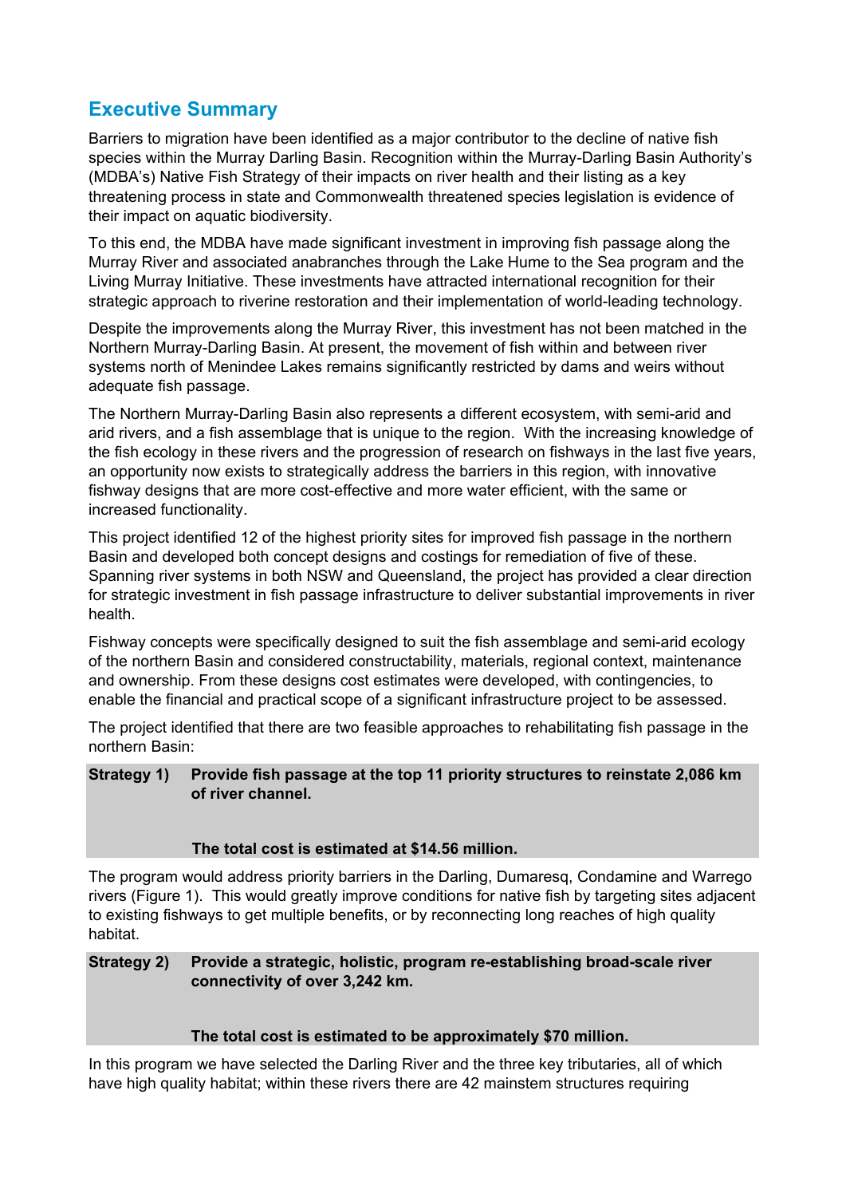## Executive Summary

Barriers to migration have been identified as a major contributor to the decline of native fish species within the Murray Darling Basin. Recognition within the Murray-Darling Basin Authority's (MDBA's) Native Fish Strategy of their impacts on river health and their listing as a key threatening process in state and Commonwealth threatened species legislation is evidence of their impact on aquatic biodiversity.

To this end, the MDBA have made significant investment in improving fish passage along the Murray River and associated anabranches through the Lake Hume to the Sea program and the Living Murray Initiative. These investments have attracted international recognition for their strategic approach to riverine restoration and their implementation of world-leading technology.

Despite the improvements along the Murray River, this investment has not been matched in the Northern Murray-Darling Basin. At present, the movement of fish within and between river systems north of Menindee Lakes remains significantly restricted by dams and weirs without adequate fish passage.

The Northern Murray-Darling Basin also represents a different ecosystem, with semi-arid and arid rivers, and a fish assemblage that is unique to the region. With the increasing knowledge of the fish ecology in these rivers and the progression of research on fishways in the last five years, an opportunity now exists to strategically address the barriers in this region, with innovative fishway designs that are more cost-effective and more water efficient, with the same or increased functionality.

This project identified 12 of the highest priority sites for improved fish passage in the northern Basin and developed both concept designs and costings for remediation of five of these. Spanning river systems in both NSW and Queensland, the project has provided a clear direction for strategic investment in fish passage infrastructure to deliver substantial improvements in river health.

Fishway concepts were specifically designed to suit the fish assemblage and semi-arid ecology of the northern Basin and considered constructability, materials, regional context, maintenance and ownership. From these designs cost estimates were developed, with contingencies, to enable the financial and practical scope of a significant infrastructure project to be assessed.

The project identified that there are two feasible approaches to rehabilitating fish passage in the northern Basin:

**Strategy 1) Provide fish passage at the top 11 priority structures to reinstate 2,086 km of river channel.**

**The total cost is estimated at $14.56 million.**

The program would address priority barriers in the Darling, Dumaresq, Condamine and Warrego rivers (Figure 1). This would greatly improve conditions for native fish by targeting sites adjacent to existing fishways to get multiple benefits, or by reconnecting long reaches of high quality habitat.

**Strategy 2) Provide a strategic, holistic, program re-establishing broad-scale river connectivity of over 3,242 km.**

**The total cost is estimated to be approximately $70 million.**

In this program we have selected the Darling River and the three key tributaries, all of which have high quality habitat; within these rivers there are 42 mainstem structures requiring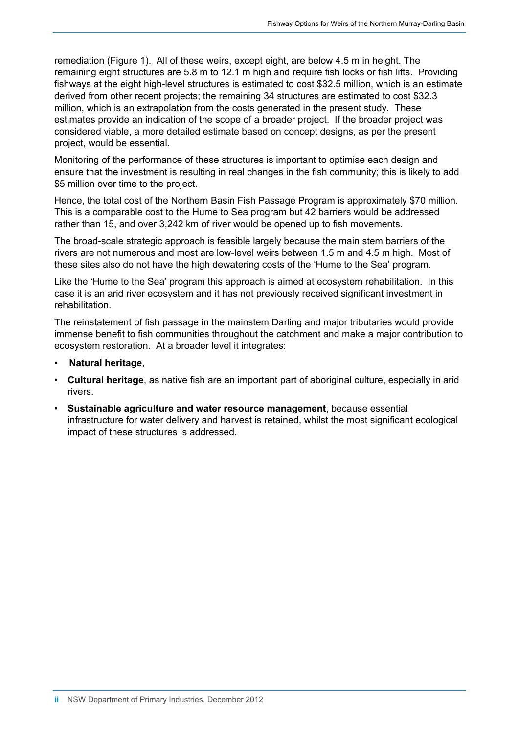remediation (Figure 1). All of these weirs, except eight, are below 4.5 m in height. The remaining eight structures are 5.8 m to 12.1 m high and require fish locks or fish lifts. Providing fishways at the eight high-level structures is estimated to cost $32.5 million, which is an estimate derived from other recent projects; the remaining 34 structures are estimated to cost $32.3 million, which is an extrapolation from the costs generated in the present study. These estimates provide an indication of the scope of a broader project. If the broader project was considered viable, a more detailed estimate based on concept designs, as per the present project, would be essential.

Monitoring of the performance of these structures is important to optimise each design and ensure that the investment is resulting in real changes in the fish community; this is likely to add $5 million over time to the project.

Hence, the total cost of the Northern Basin Fish Passage Program is approximately $70 million. This is a comparable cost to the Hume to Sea program but 42 barriers would be addressed rather than 15, and over 3,242 km of river would be opened up to fish movements.

The broad-scale strategic approach is feasible largely because the main stem barriers of the rivers are not numerous and most are low-level weirs between 1.5 m and 4.5 m high. Most of these sites also do not have the high dewatering costs of the 'Hume to the Sea' program.

Like the 'Hume to the Sea' program this approach is aimed at ecosystem rehabilitation. In this case it is an arid river ecosystem and it has not previously received significant investment in rehabilitation.

The reinstatement of fish passage in the mainstem Darling and major tributaries would provide immense benefit to fish communities throughout the catchment and make a major contribution to ecosystem restoration. At a broader level it integrates:

- **Natural heritage**,
- **Cultural heritage**, as native fish are an important part of aboriginal culture, especially in arid rivers.
- **Sustainable agriculture and water resource management**, because essential infrastructure for water delivery and harvest is retained, whilst the most significant ecological impact of these structures is addressed.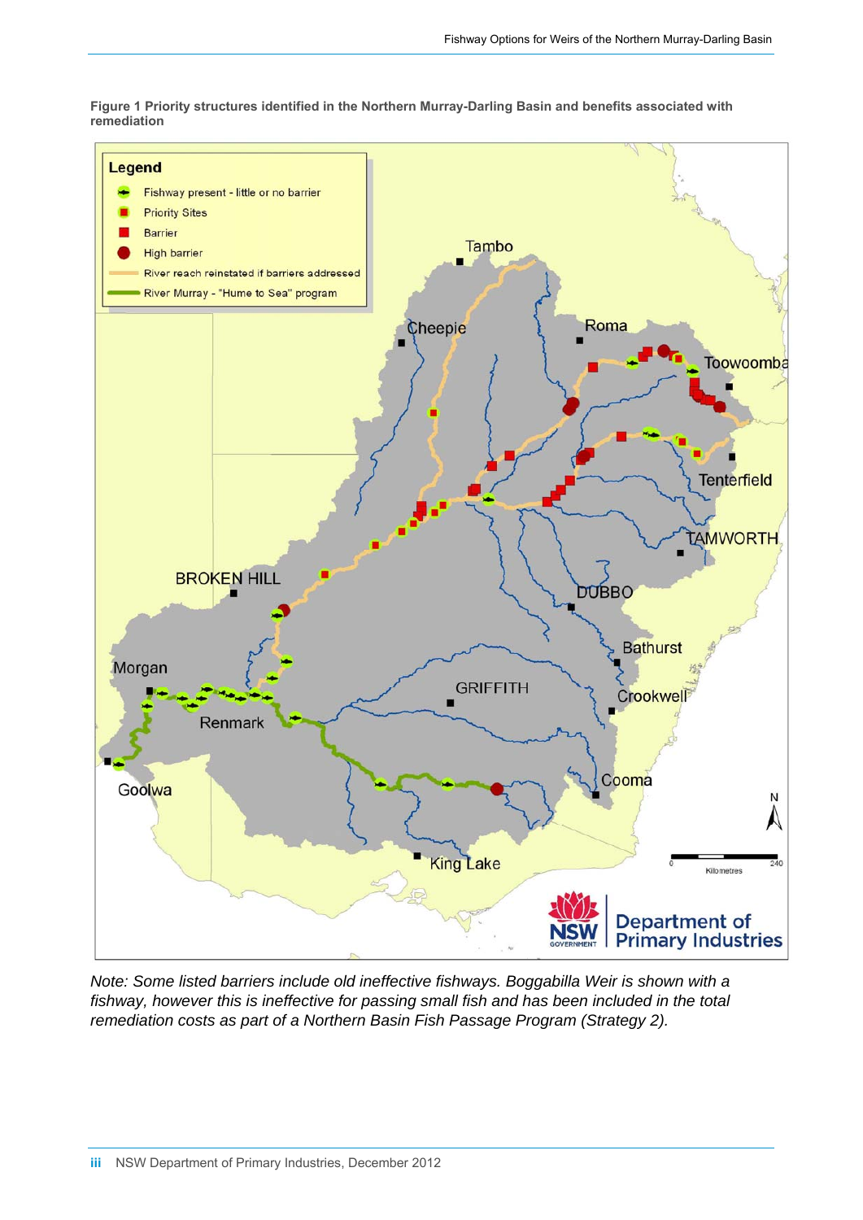**Figure 1 Priority structures identified in the Northern Murray-Darling Basin and benefits associated with remediation**

*Note: Some listed barriers include old ineffective fishways. Boggabilla Weir is shown with a fishway, however this is ineffective for passing small fish and has been included in the total remediation costs as part of a Northern Basin Fish Passage Program (Strategy 2).*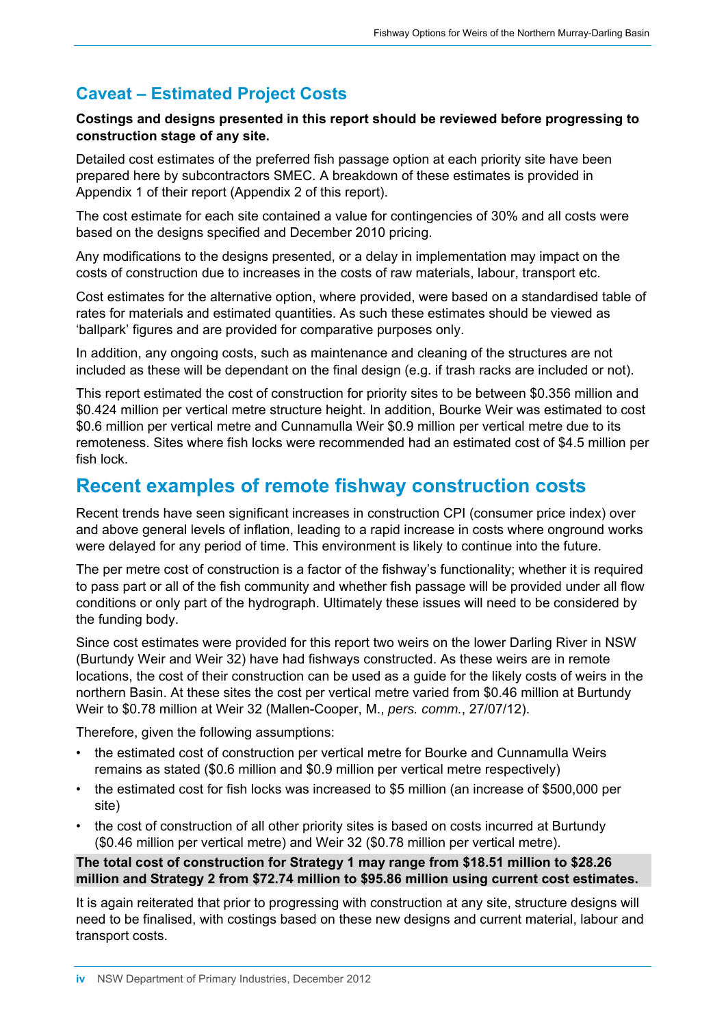## Caveat – Estimated Project Costs

**Costings and designs presented in this report should be reviewed before progressing to construction stage of any site.**

Detailed cost estimates of the preferred fish passage option at each priority site have been prepared here by subcontractors SMEC. A breakdown of these estimates is provided in Appendix 1 of their report (Appendix 2 of this report).

The cost estimate for each site contained a value for contingencies of 30% and all costs were based on the designs specified and December 2010 pricing.

Any modifications to the designs presented, or a delay in implementation may impact on the costs of construction due to increases in the costs of raw materials, labour, transport etc.

Cost estimates for the alternative option, where provided, were based on a standardised table of rates for materials and estimated quantities. As such these estimates should be viewed as 'ballpark' figures and are provided for comparative purposes only.

In addition, any ongoing costs, such as maintenance and cleaning of the structures are not included as these will be dependant on the final design (e.g. if trash racks are included or not).

This report estimated the cost of construction for priority sites to be between $0.356 million and $0.424 million per vertical metre structure height. In addition, Bourke Weir was estimated to cost $0.6 million per vertical metre and Cunnamulla Weir $0.9 million per vertical metre due to its remoteness. Sites where fish locks were recommended had an estimated cost of $4.5 million per fish lock.

# Recent examples of remote fishway construction costs

Recent trends have seen significant increases in construction CPI (consumer price index) over and above general levels of inflation, leading to a rapid increase in costs where onground works were delayed for any period of time. This environment is likely to continue into the future.

The per metre cost of construction is a factor of the fishway's functionality; whether it is required to pass part or all of the fish community and whether fish passage will be provided under all flow conditions or only part of the hydrograph. Ultimately these issues will need to be considered by the funding body.

Since cost estimates were provided for this report two weirs on the lower Darling River in NSW (Burtundy Weir and Weir 32) have had fishways constructed. As these weirs are in remote locations, the cost of their construction can be used as a guide for the likely costs of weirs in the northern Basin. At these sites the cost per vertical metre varied from $0.46 million at Burtundy Weir to $0.78 million at Weir 32 (Mallen-Cooper, M., *pers. comm.*, 27/07/12).

Therefore, given the following assumptions:

- the estimated cost of construction per vertical metre for Bourke and Cunnamulla Weirs remains as stated ($0.6 million and $0.9 million per vertical metre respectively)
- the estimated cost for fish locks was increased to $5 million (an increase of $500,000 per site)
- the cost of construction of all other priority sites is based on costs incurred at Burtundy ($0.46 million per vertical metre) and Weir 32 ($0.78 million per vertical metre).

**The total cost of construction for Strategy 1 may range from $18.51 million to $28.26 million and Strategy 2 from $72.74 million to $95.86 million using current cost estimates.**

It is again reiterated that prior to progressing with construction at any site, structure designs will need to be finalised, with costings based on these new designs and current material, labour and transport costs.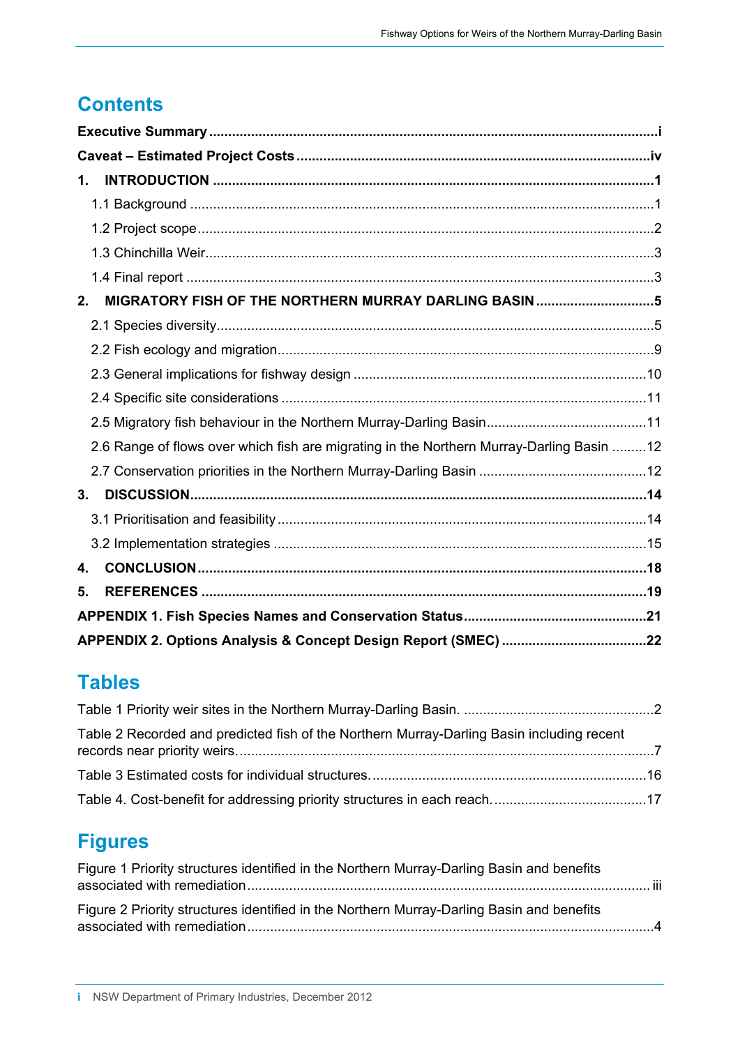## Contents

**Executive Summary** .................................................................................................... i

**Caveat – Estimated Project Costs** .......................................................................... iv

**1. INTRODUCTION** .................................................................................................... 1

1.1 Background ............................................................................................................. 1

1.2 Project scope ........................................................................................................... 2

1.3 Chinchilla Weir......................................................................................................... 3

1.4 Final report .............................................................................................................. 3

**2. MIGRATORY FISH OF THE NORTHERN MURRAY DARLING BASIN** .............................. 5

2.1 Species diversity....................................................................................................... 5

2.2 Fish ecology and migration........................................................................................ 9

2.3 General implications for fishway design ................................................................... 10

2.4 Specific site considerations ...................................................................................... 11

2.5 Migratory fish behaviour in the Northern Murray-Darling Basin.................................. 11

2.6 Range of flows over which fish are migrating in the Northern Murray-Darling Basin ......... 12

2.7 Conservation priorities in the Northern Murray-Darling Basin ...................................... 12

**3. DISCUSSION**......................................................................................................... 14

3.1 Prioritisation and feasibility ...................................................................................... 14

3.2 Implementation strategies ....................................................................................... 15

**4. CONCLUSION** ....................................................................................................... 18

**5. REFERENCES** ...................................................................................................... 19

**APPENDIX 1. Fish Species Names and Conservation Status** ........................................ 21

**APPENDIX 2. Options Analysis & Concept Design Report (SMEC)** ................................. 22

## Tables

Table 1 Priority weir sites in the Northern Murray-Darling Basin. ......................................... 2

Table 2 Recorded and predicted fish of the Northern Murray-Darling Basin including recent records near priority weirs. ...................................................................................... 7

Table 3 Estimated costs for individual structures. ............................................................ 16

Table 4. Cost-benefit for addressing priority structures in each reach. ................................ 17

## Figures

Figure 1 Priority structures identified in the Northern Murray-Darling Basin and benefits associated with remediation .............................................................................................. iii

Figure 2 Priority structures identified in the Northern Murray-Darling Basin and benefits associated with remediation ............................................................................................... 4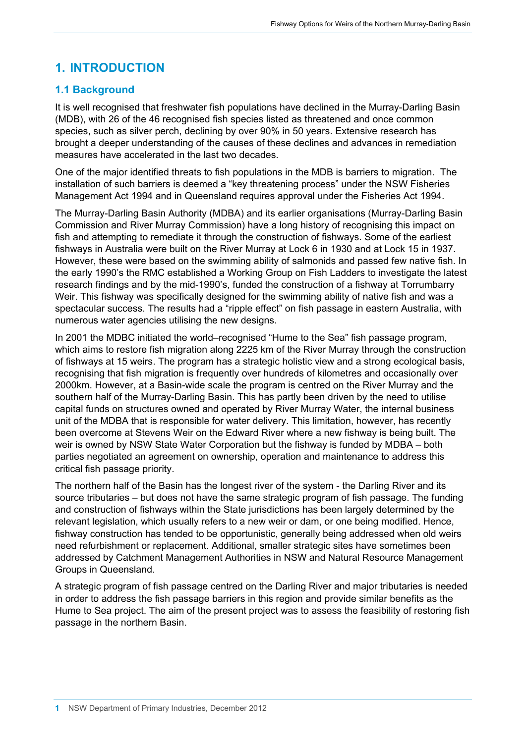# 1. INTRODUCTION

## 1.1 Background

It is well recognised that freshwater fish populations have declined in the Murray-Darling Basin (MDB), with 26 of the 46 recognised fish species listed as threatened and once common species, such as silver perch, declining by over 90% in 50 years. Extensive research has brought a deeper understanding of the causes of these declines and advances in remediation measures have accelerated in the last two decades.

One of the major identified threats to fish populations in the MDB is barriers to migration. The installation of such barriers is deemed a "key threatening process" under the NSW Fisheries Management Act 1994 and in Queensland requires approval under the Fisheries Act 1994.

The Murray-Darling Basin Authority (MDBA) and its earlier organisations (Murray-Darling Basin Commission and River Murray Commission) have a long history of recognising this impact on fish and attempting to remediate it through the construction of fishways. Some of the earliest fishways in Australia were built on the River Murray at Lock 6 in 1930 and at Lock 15 in 1937. However, these were based on the swimming ability of salmonids and passed few native fish. In the early 1990's the RMC established a Working Group on Fish Ladders to investigate the latest research findings and by the mid-1990's, funded the construction of a fishway at Torrumbarry Weir. This fishway was specifically designed for the swimming ability of native fish and was a spectacular success. The results had a "ripple effect" on fish passage in eastern Australia, with numerous water agencies utilising the new designs.

In 2001 the MDBC initiated the world–recognised "Hume to the Sea" fish passage program, which aims to restore fish migration along 2225 km of the River Murray through the construction of fishways at 15 weirs. The program has a strategic holistic view and a strong ecological basis, recognising that fish migration is frequently over hundreds of kilometres and occasionally over 2000km. However, at a Basin-wide scale the program is centred on the River Murray and the southern half of the Murray-Darling Basin. This has partly been driven by the need to utilise capital funds on structures owned and operated by River Murray Water, the internal business unit of the MDBA that is responsible for water delivery. This limitation, however, has recently been overcome at Stevens Weir on the Edward River where a new fishway is being built. The weir is owned by NSW State Water Corporation but the fishway is funded by MDBA – both parties negotiated an agreement on ownership, operation and maintenance to address this critical fish passage priority.

The northern half of the Basin has the longest river of the system - the Darling River and its source tributaries – but does not have the same strategic program of fish passage. The funding and construction of fishways within the State jurisdictions has been largely determined by the relevant legislation, which usually refers to a new weir or dam, or one being modified. Hence, fishway construction has tended to be opportunistic, generally being addressed when old weirs need refurbishment or replacement. Additional, smaller strategic sites have sometimes been addressed by Catchment Management Authorities in NSW and Natural Resource Management Groups in Queensland.

A strategic program of fish passage centred on the Darling River and major tributaries is needed in order to address the fish passage barriers in this region and provide similar benefits as the Hume to Sea project. The aim of the present project was to assess the feasibility of restoring fish passage in the northern Basin.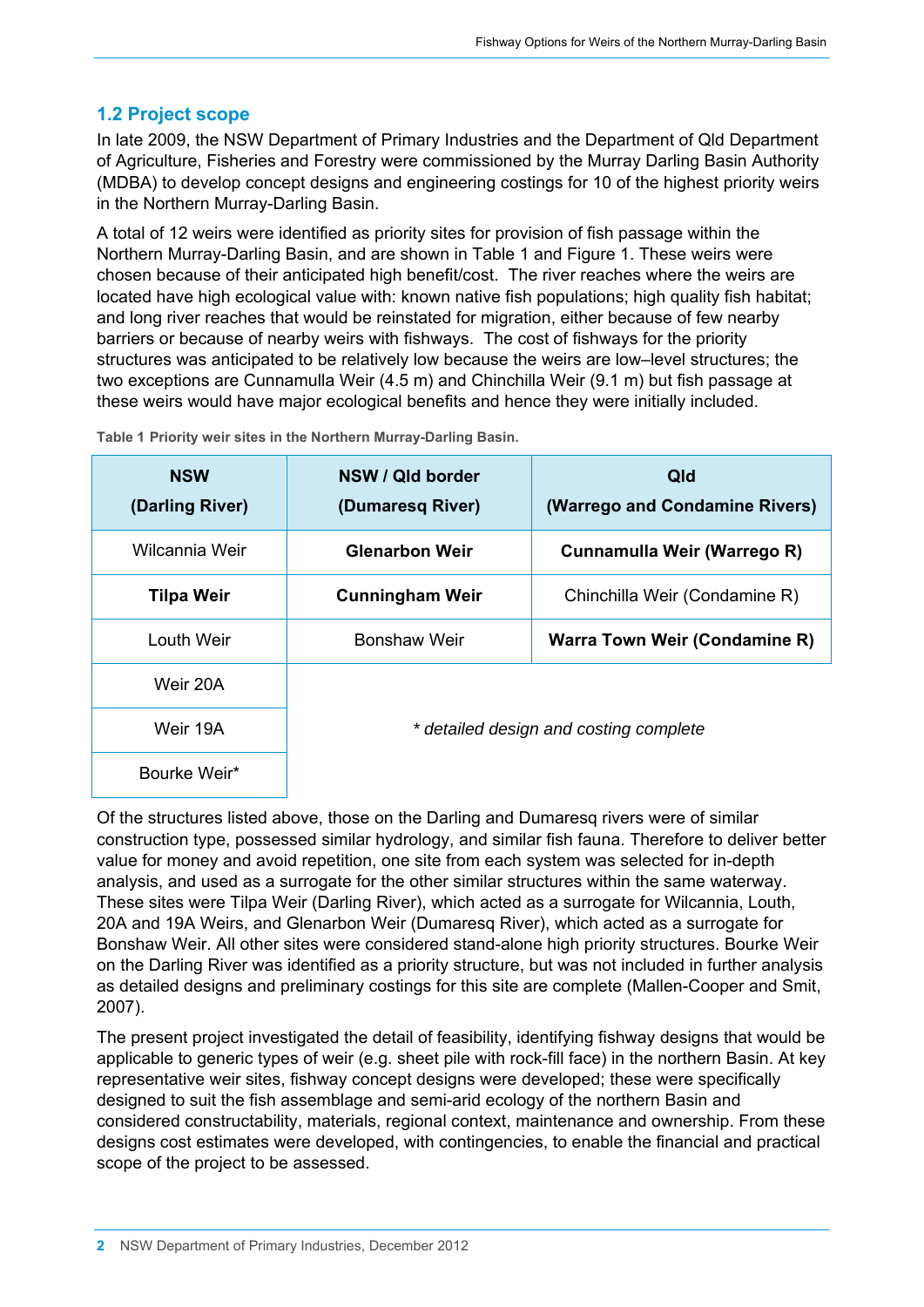## 1.2 Project scope

In late 2009, the NSW Department of Primary Industries and the Department of Qld Department of Agriculture, Fisheries and Forestry were commissioned by the Murray Darling Basin Authority (MDBA) to develop concept designs and engineering costings for 10 of the highest priority weirs in the Northern Murray-Darling Basin.

A total of 12 weirs were identified as priority sites for provision of fish passage within the Northern Murray-Darling Basin, and are shown in Table 1 and Figure 1. These weirs were chosen because of their anticipated high benefit/cost. The river reaches where the weirs are located have high ecological value with: known native fish populations; high quality fish habitat; and long river reaches that would be reinstated for migration, either because of few nearby barriers or because of nearby weirs with fishways. The cost of fishways for the priority structures was anticipated to be relatively low because the weirs are low–level structures; the two exceptions are Cunnamulla Weir (4.5 m) and Chinchilla Weir (9.1 m) but fish passage at these weirs would have major ecological benefits and hence they were initially included.

**Table 1 Priority weir sites in the Northern Murray-Darling Basin.**

| NSW (Darling River) | NSW / Qld border (Dumaresq River) | Qld (Warrego and Condamine Rivers) |
|---|---|---|
| Wilcannia Weir | **Glenarbon Weir** | **Cunnamulla Weir (Warrego R)** |
| **Tilpa Weir** | **Cunningham Weir** | Chinchilla Weir (Condamine R) |
| Louth Weir | Bonshaw Weir | **Warra Town Weir (Condamine R)** |
| Weir 20A | | |
| Weir 19A | *\* detailed design and costing complete* | |
| Bourke Weir* | | |

Of the structures listed above, those on the Darling and Dumaresq rivers were of similar construction type, possessed similar hydrology, and similar fish fauna. Therefore to deliver better value for money and avoid repetition, one site from each system was selected for in-depth analysis, and used as a surrogate for the other similar structures within the same waterway. These sites were Tilpa Weir (Darling River), which acted as a surrogate for Wilcannia, Louth, 20A and 19A Weirs, and Glenarbon Weir (Dumaresq River), which acted as a surrogate for Bonshaw Weir. All other sites were considered stand-alone high priority structures. Bourke Weir on the Darling River was identified as a priority structure, but was not included in further analysis as detailed designs and preliminary costings for this site are complete (Mallen-Cooper and Smit, 2007).

The present project investigated the detail of feasibility, identifying fishway designs that would be applicable to generic types of weir (e.g. sheet pile with rock-fill face) in the northern Basin. At key representative weir sites, fishway concept designs were developed; these were specifically designed to suit the fish assemblage and semi-arid ecology of the northern Basin and considered constructability, materials, regional context, maintenance and ownership. From these designs cost estimates were developed, with contingencies, to enable the financial and practical scope of the project to be assessed.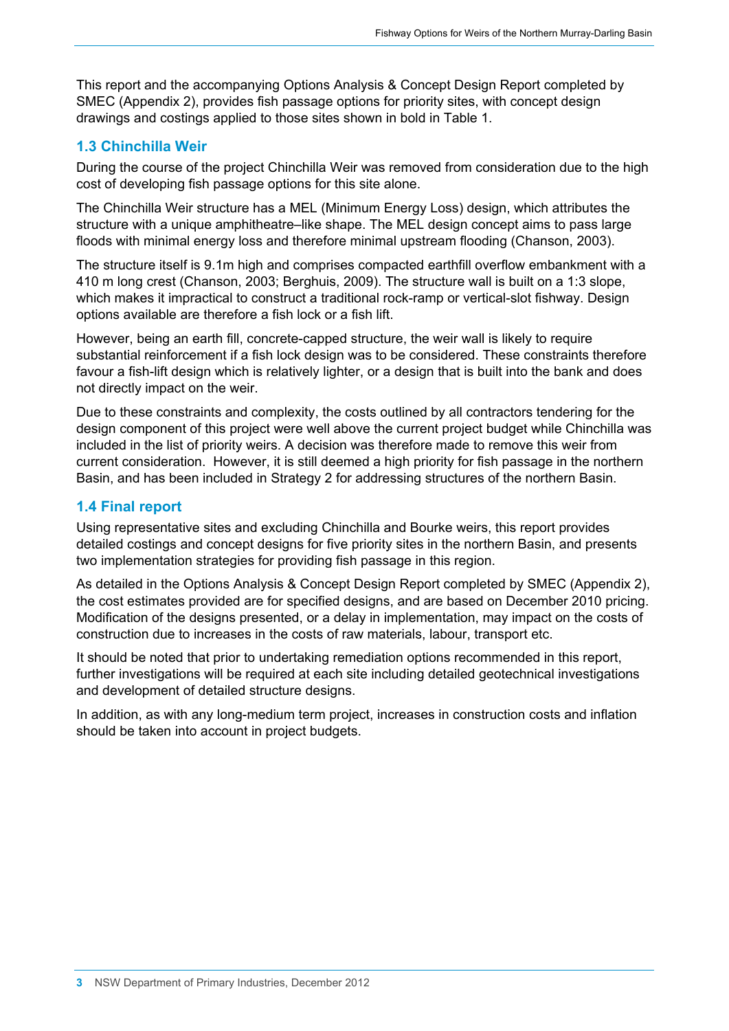This report and the accompanying Options Analysis & Concept Design Report completed by SMEC (Appendix 2), provides fish passage options for priority sites, with concept design drawings and costings applied to those sites shown in bold in Table 1.

## 1.3 Chinchilla Weir

During the course of the project Chinchilla Weir was removed from consideration due to the high cost of developing fish passage options for this site alone.

The Chinchilla Weir structure has a MEL (Minimum Energy Loss) design, which attributes the structure with a unique amphitheatre–like shape. The MEL design concept aims to pass large floods with minimal energy loss and therefore minimal upstream flooding (Chanson, 2003).

The structure itself is 9.1m high and comprises compacted earthfill overflow embankment with a 410 m long crest (Chanson, 2003; Berghuis, 2009). The structure wall is built on a 1:3 slope, which makes it impractical to construct a traditional rock-ramp or vertical-slot fishway. Design options available are therefore a fish lock or a fish lift.

However, being an earth fill, concrete-capped structure, the weir wall is likely to require substantial reinforcement if a fish lock design was to be considered. These constraints therefore favour a fish-lift design which is relatively lighter, or a design that is built into the bank and does not directly impact on the weir.

Due to these constraints and complexity, the costs outlined by all contractors tendering for the design component of this project were well above the current project budget while Chinchilla was included in the list of priority weirs. A decision was therefore made to remove this weir from current consideration. However, it is still deemed a high priority for fish passage in the northern Basin, and has been included in Strategy 2 for addressing structures of the northern Basin.

## 1.4 Final report

Using representative sites and excluding Chinchilla and Bourke weirs, this report provides detailed costings and concept designs for five priority sites in the northern Basin, and presents two implementation strategies for providing fish passage in this region.

As detailed in the Options Analysis & Concept Design Report completed by SMEC (Appendix 2), the cost estimates provided are for specified designs, and are based on December 2010 pricing. Modification of the designs presented, or a delay in implementation, may impact on the costs of construction due to increases in the costs of raw materials, labour, transport etc.

It should be noted that prior to undertaking remediation options recommended in this report, further investigations will be required at each site including detailed geotechnical investigations and development of detailed structure designs.

In addition, as with any long-medium term project, increases in construction costs and inflation should be taken into account in project budgets.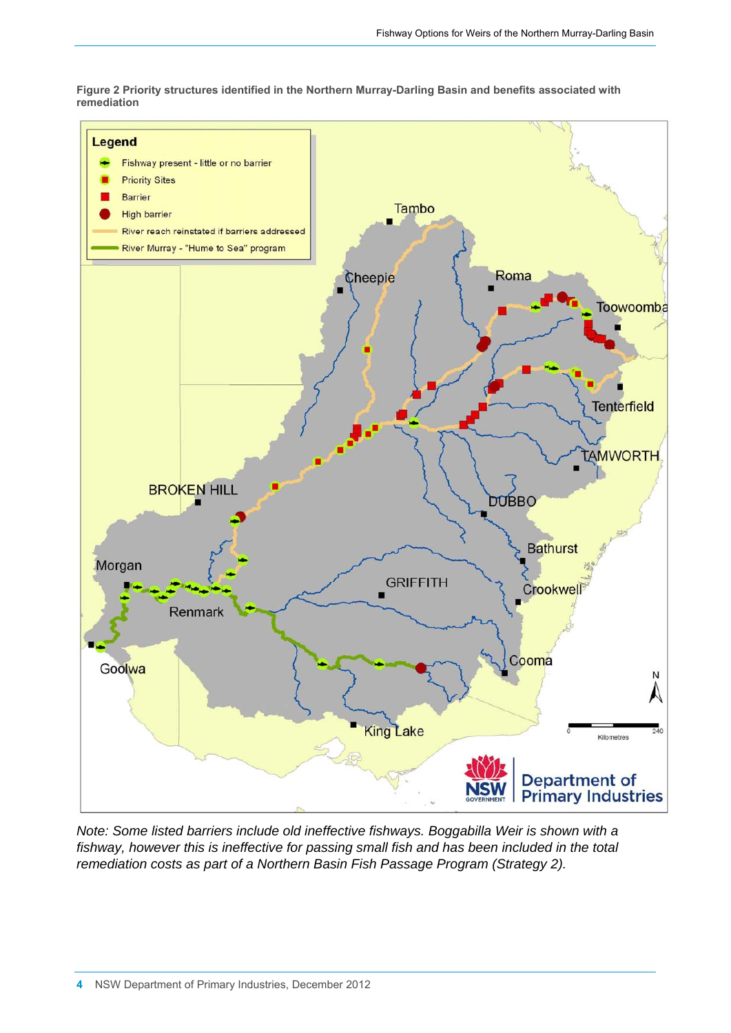**Figure 2 Priority structures identified in the Northern Murray-Darling Basin and benefits associated with remediation**

*Note: Some listed barriers include old ineffective fishways. Boggabilla Weir is shown with a fishway, however this is ineffective for passing small fish and has been included in the total remediation costs as part of a Northern Basin Fish Passage Program (Strategy 2).*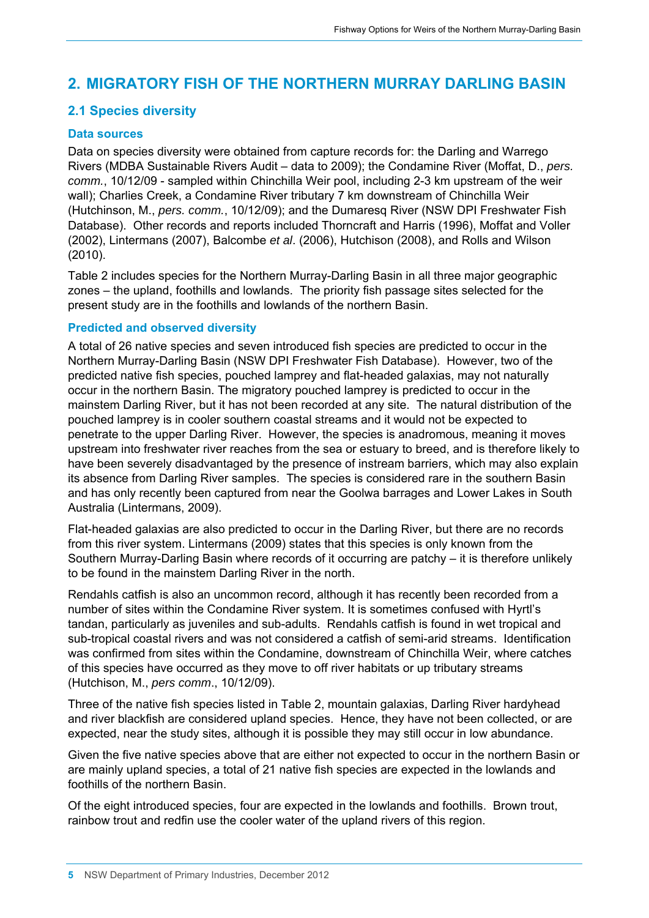# 2. MIGRATORY FISH OF THE NORTHERN MURRAY DARLING BASIN

## 2.1 Species diversity

### Data sources

Data on species diversity were obtained from capture records for: the Darling and Warrego Rivers (MDBA Sustainable Rivers Audit – data to 2009); the Condamine River (Moffat, D., *pers. comm.*, 10/12/09 - sampled within Chinchilla Weir pool, including 2-3 km upstream of the weir wall); Charlies Creek, a Condamine River tributary 7 km downstream of Chinchilla Weir (Hutchinson, M., *pers. comm.*, 10/12/09); and the Dumaresq River (NSW DPI Freshwater Fish Database). Other records and reports included Thorncraft and Harris (1996), Moffat and Voller (2002), Lintermans (2007), Balcombe *et al*. (2006), Hutchison (2008), and Rolls and Wilson (2010).

Table 2 includes species for the Northern Murray-Darling Basin in all three major geographic zones – the upland, foothills and lowlands. The priority fish passage sites selected for the present study are in the foothills and lowlands of the northern Basin.

### Predicted and observed diversity

A total of 26 native species and seven introduced fish species are predicted to occur in the Northern Murray-Darling Basin (NSW DPI Freshwater Fish Database). However, two of the predicted native fish species, pouched lamprey and flat-headed galaxias, may not naturally occur in the northern Basin. The migratory pouched lamprey is predicted to occur in the mainstem Darling River, but it has not been recorded at any site. The natural distribution of the pouched lamprey is in cooler southern coastal streams and it would not be expected to penetrate to the upper Darling River. However, the species is anadromous, meaning it moves upstream into freshwater river reaches from the sea or estuary to breed, and is therefore likely to have been severely disadvantaged by the presence of instream barriers, which may also explain its absence from Darling River samples. The species is considered rare in the southern Basin and has only recently been captured from near the Goolwa barrages and Lower Lakes in South Australia (Lintermans, 2009).

Flat-headed galaxias are also predicted to occur in the Darling River, but there are no records from this river system. Lintermans (2009) states that this species is only known from the Southern Murray-Darling Basin where records of it occurring are patchy – it is therefore unlikely to be found in the mainstem Darling River in the north.

Rendahls catfish is also an uncommon record, although it has recently been recorded from a number of sites within the Condamine River system. It is sometimes confused with Hyrtl's tandan, particularly as juveniles and sub-adults. Rendahls catfish is found in wet tropical and sub-tropical coastal rivers and was not considered a catfish of semi-arid streams. Identification was confirmed from sites within the Condamine, downstream of Chinchilla Weir, where catches of this species have occurred as they move to off river habitats or up tributary streams (Hutchison, M., *pers comm*., 10/12/09).

Three of the native fish species listed in Table 2, mountain galaxias, Darling River hardyhead and river blackfish are considered upland species. Hence, they have not been collected, or are expected, near the study sites, although it is possible they may still occur in low abundance.

Given the five native species above that are either not expected to occur in the northern Basin or are mainly upland species, a total of 21 native fish species are expected in the lowlands and foothills of the northern Basin.

Of the eight introduced species, four are expected in the lowlands and foothills. Brown trout, rainbow trout and redfin use the cooler water of the upland rivers of this region.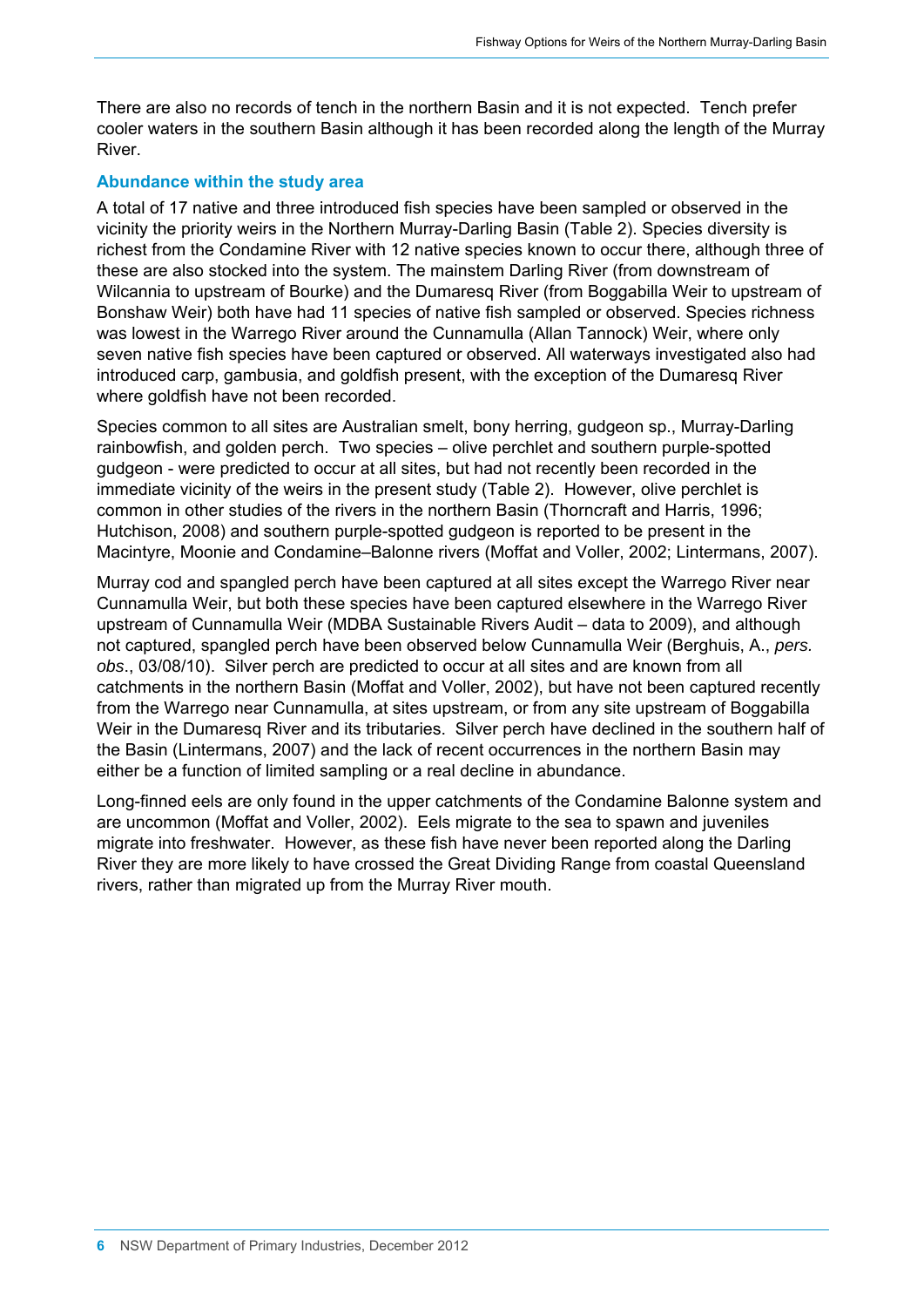There are also no records of tench in the northern Basin and it is not expected. Tench prefer cooler waters in the southern Basin although it has been recorded along the length of the Murray River.

### Abundance within the study area

A total of 17 native and three introduced fish species have been sampled or observed in the vicinity the priority weirs in the Northern Murray-Darling Basin (Table 2). Species diversity is richest from the Condamine River with 12 native species known to occur there, although three of these are also stocked into the system. The mainstem Darling River (from downstream of Wilcannia to upstream of Bourke) and the Dumaresq River (from Boggabilla Weir to upstream of Bonshaw Weir) both have had 11 species of native fish sampled or observed. Species richness was lowest in the Warrego River around the Cunnamulla (Allan Tannock) Weir, where only seven native fish species have been captured or observed. All waterways investigated also had introduced carp, gambusia, and goldfish present, with the exception of the Dumaresq River where goldfish have not been recorded.

Species common to all sites are Australian smelt, bony herring, gudgeon sp., Murray-Darling rainbowfish, and golden perch. Two species – olive perchlet and southern purple-spotted gudgeon - were predicted to occur at all sites, but had not recently been recorded in the immediate vicinity of the weirs in the present study (Table 2). However, olive perchlet is common in other studies of the rivers in the northern Basin (Thorncraft and Harris, 1996; Hutchison, 2008) and southern purple-spotted gudgeon is reported to be present in the Macintyre, Moonie and Condamine–Balonne rivers (Moffat and Voller, 2002; Lintermans, 2007).

Murray cod and spangled perch have been captured at all sites except the Warrego River near Cunnamulla Weir, but both these species have been captured elsewhere in the Warrego River upstream of Cunnamulla Weir (MDBA Sustainable Rivers Audit – data to 2009), and although not captured, spangled perch have been observed below Cunnamulla Weir (Berghuis, A., *pers. obs*., 03/08/10). Silver perch are predicted to occur at all sites and are known from all catchments in the northern Basin (Moffat and Voller, 2002), but have not been captured recently from the Warrego near Cunnamulla, at sites upstream, or from any site upstream of Boggabilla Weir in the Dumaresq River and its tributaries. Silver perch have declined in the southern half of the Basin (Lintermans, 2007) and the lack of recent occurrences in the northern Basin may either be a function of limited sampling or a real decline in abundance.

Long-finned eels are only found in the upper catchments of the Condamine Balonne system and are uncommon (Moffat and Voller, 2002). Eels migrate to the sea to spawn and juveniles migrate into freshwater. However, as these fish have never been reported along the Darling River they are more likely to have crossed the Great Dividing Range from coastal Queensland rivers, rather than migrated up from the Murray River mouth.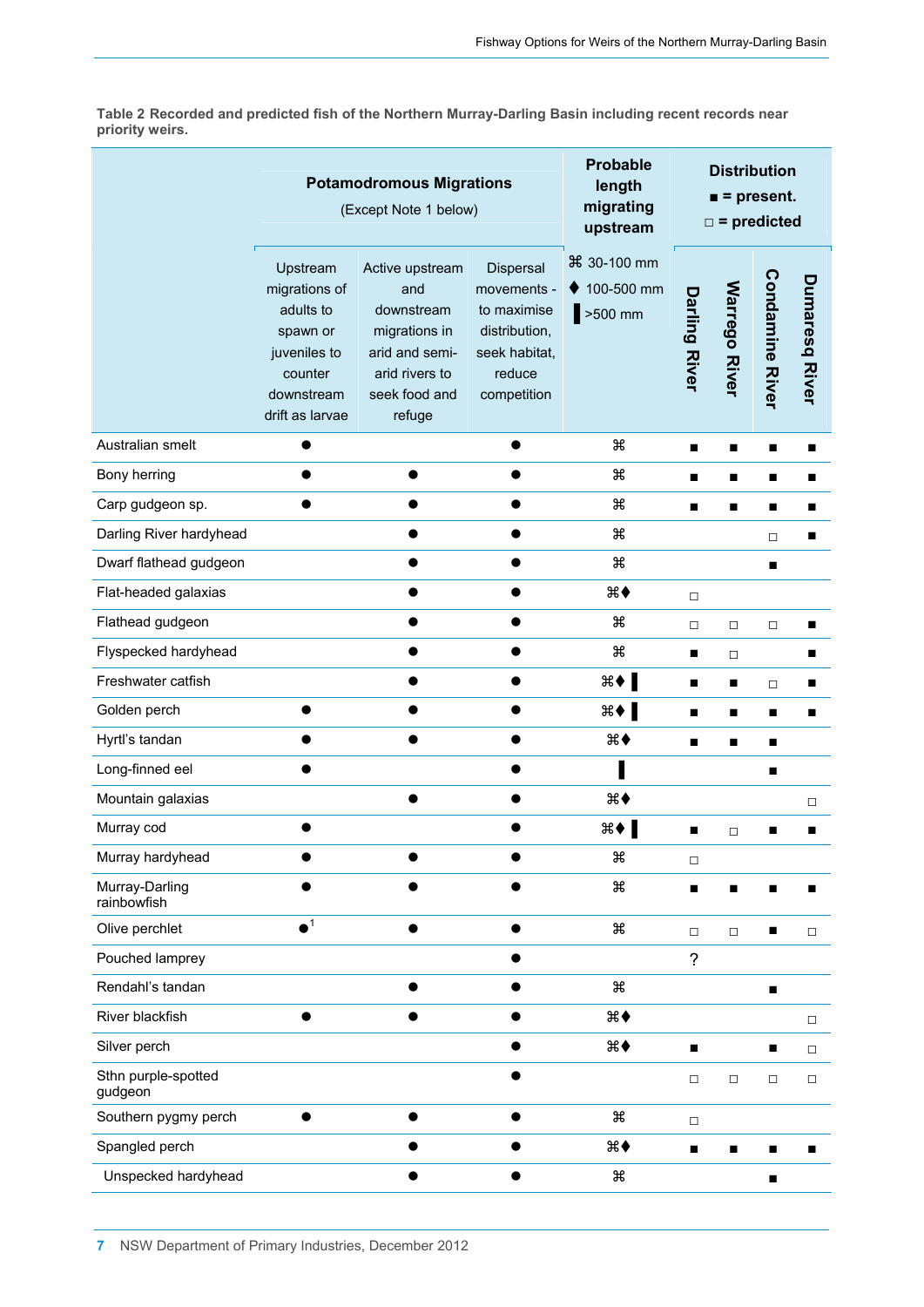**Table 2 Recorded and predicted fish of the Northern Murray-Darling Basin including recent records near priority weirs.**

| | Potamodromous Migrations (Except Note 1 below) | | | Probable length migrating upstream | Distribution ■ = present. □ = predicted | | | |
|---|---|---|---|---|---|---|---|---|
| | Upstream migrations of adults to spawn or juveniles to counter downstream drift as larvae | Active upstream and downstream migrations in arid and semi-arid rivers to seek food and refuge | Dispersal movements - to maximise distribution, seek habitat, reduce competition | ⌘ 30-100 mm ♦ 100-500 mm ▌>500 mm | Darling River | Warrego River | Condamine River | Dumaresq River |
| Australian smelt | ● | | ● | ⌘ | ■ | ■ | ■ | ■ |
| Bony herring | ● | ● | ● | ⌘ | ■ | ■ | ■ | ■ |
| Carp gudgeon sp. | ● | ● | ● | ⌘ | ■ | ■ | ■ | ■ |
| Darling River hardyhead | | ● | ● | ⌘ | | | □ | ■ |
| Dwarf flathead gudgeon | | ● | ● | ⌘ | | | ■ | |
| Flat-headed galaxias | | ● | ● | ⌘♦ | □ | | | |
| Flathead gudgeon | | ● | ● | ⌘ | □ | □ | □ | ■ |
| Flyspecked hardyhead | | ● | ● | ⌘ | ■ | □ | | ■ |
| Freshwater catfish | | ● | ● | ⌘♦▌ | ■ | ■ | □ | ■ |
| Golden perch | ● | ● | ● | ⌘♦▌ | ■ | ■ | ■ | ■ |
| Hyrtl's tandan | ● | ● | ● | ⌘♦ | ■ | ■ | ■ | |
| Long-finned eel | ● | | ● | ▌ | | | ■ | |
| Mountain galaxias | | ● | ● | ⌘♦ | | | | □ |
| Murray cod | ● | | ● | ⌘♦▌ | ■ | □ | ■ | ■ |
| Murray hardyhead | ● | ● | ● | ⌘ | □ | | | |
| Murray-Darling rainbowfish | ● | ● | ● | ⌘ | ■ | ■ | ■ | ■ |
| Olive perchlet | ●[1] | ● | ● | ⌘ | □ | □ | ■ | □ |
| Pouched lamprey | | | ● | | ? | | | |
| Rendahl's tandan | | ● | ● | ⌘ | | | ■ | |
| River blackfish | ● | ● | ● | ⌘♦ | | | | □ |
| Silver perch | | | ● | ⌘♦ | ■ | | ■ | □ |
| Sthn purple-spotted gudgeon | | | ● | | □ | □ | □ | □ |
| Southern pygmy perch | ● | ● | ● | ⌘ | □ | | | |
| Spangled perch | | ● | ● | ⌘♦ | ■ | ■ | ■ | ■ |
| Unspecked hardyhead | | ● | ● | ⌘ | | | ■ | |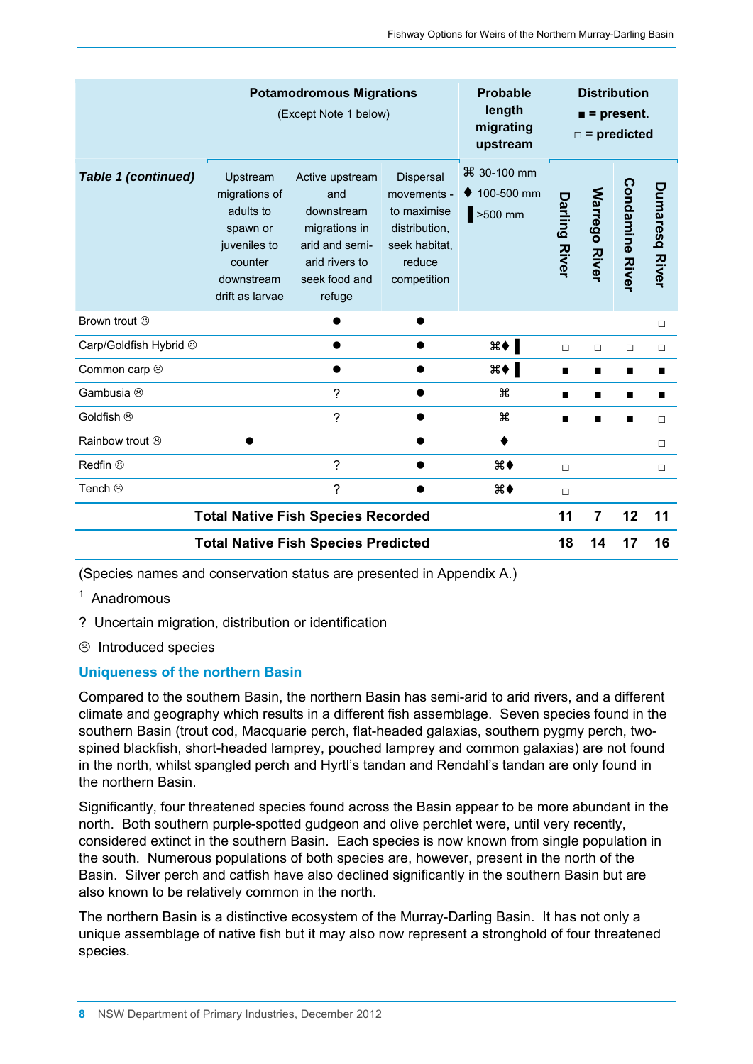| Table 1 (continued) | Potamodromous Migrations (Except Note 1 below) | | | Probable length migrating upstream | Distribution ■ = present. □ = predicted | | | |
|---|---|---|---|---|---|---|---|---|
| | Upstream migrations of adults to spawn or juveniles to counter downstream drift as larvae | Active upstream and downstream migrations in arid and semi-arid rivers to seek food and refuge | Dispersal movements - to maximise distribution, seek habitat, reduce competition | ⌘ 30-100 mm ♦ 100-500 mm ▌>500 mm | Darling River | Warrego River | Condamine River | Dumaresq River |
| Brown trout ☹ | | ● | ● | | | | | □ |
| Carp/Goldfish Hybrid ☹ | | ● | ● | ⌘♦▌ | □ | □ | □ | □ |
| Common carp ☹ | | ● | ● | ⌘♦▌ | ■ | ■ | ■ | ■ |
| Gambusia ☹ | | ? | ● | ⌘ | ■ | ■ | ■ | ■ |
| Goldfish ☹ | | ? | ● | ⌘ | ■ | ■ | ■ | □ |
| Rainbow trout ☹ | ● | | ● | ♦ | | | | □ |
| Redfin ☹ | | ? | ● | ⌘♦ | □ | | | □ |
| Tench ☹ | | ? | ● | ⌘♦ | □ | | | |
| **Total Native Fish Species Recorded** | | | | | **11** | **7** | **12** | **11** |
| **Total Native Fish Species Predicted** | | | | | **18** | **14** | **17** | **16** |

(Species names and conservation status are presented in Appendix A.)

[1] Anadromous

? Uncertain migration, distribution or identification

☹ Introduced species

## Uniqueness of the northern Basin

Compared to the southern Basin, the northern Basin has semi-arid to arid rivers, and a different climate and geography which results in a different fish assemblage. Seven species found in the southern Basin (trout cod, Macquarie perch, flat-headed galaxias, southern pygmy perch, two-spined blackfish, short-headed lamprey, pouched lamprey and common galaxias) are not found in the north, whilst spangled perch and Hyrtl's tandan and Rendahl's tandan are only found in the northern Basin.

Significantly, four threatened species found across the Basin appear to be more abundant in the north. Both southern purple-spotted gudgeon and olive perchlet were, until very recently, considered extinct in the southern Basin. Each species is now known from single population in the south. Numerous populations of both species are, however, present in the north of the Basin. Silver perch and catfish have also declined significantly in the southern Basin but are also known to be relatively common in the north.

The northern Basin is a distinctive ecosystem of the Murray-Darling Basin. It has not only a unique assemblage of native fish but it may also now represent a stronghold of four threatened species.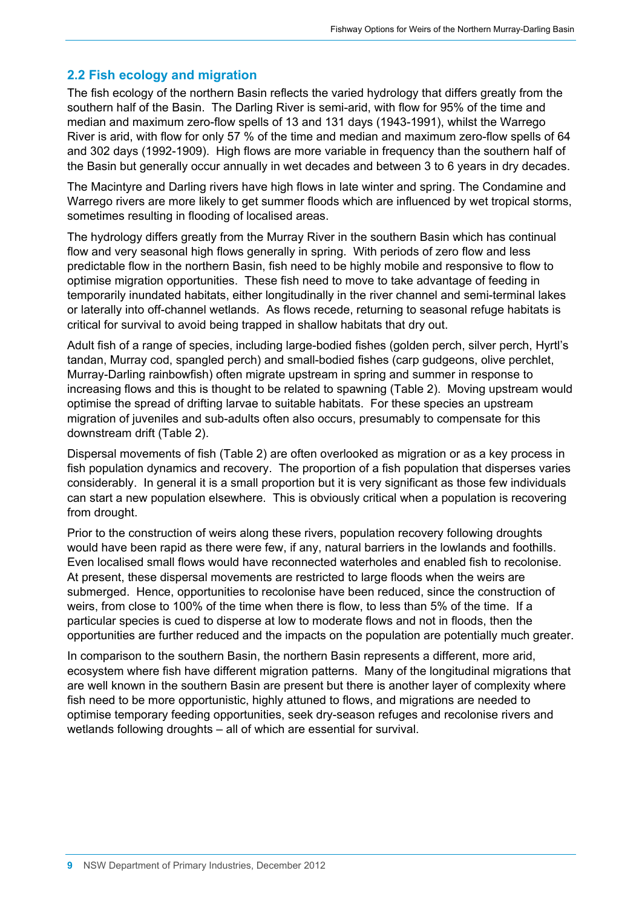## 2.2 Fish ecology and migration

The fish ecology of the northern Basin reflects the varied hydrology that differs greatly from the southern half of the Basin. The Darling River is semi-arid, with flow for 95% of the time and median and maximum zero-flow spells of 13 and 131 days (1943-1991), whilst the Warrego River is arid, with flow for only 57 % of the time and median and maximum zero-flow spells of 64 and 302 days (1992-1909). High flows are more variable in frequency than the southern half of the Basin but generally occur annually in wet decades and between 3 to 6 years in dry decades.

The Macintyre and Darling rivers have high flows in late winter and spring. The Condamine and Warrego rivers are more likely to get summer floods which are influenced by wet tropical storms, sometimes resulting in flooding of localised areas.

The hydrology differs greatly from the Murray River in the southern Basin which has continual flow and very seasonal high flows generally in spring. With periods of zero flow and less predictable flow in the northern Basin, fish need to be highly mobile and responsive to flow to optimise migration opportunities. These fish need to move to take advantage of feeding in temporarily inundated habitats, either longitudinally in the river channel and semi-terminal lakes or laterally into off-channel wetlands. As flows recede, returning to seasonal refuge habitats is critical for survival to avoid being trapped in shallow habitats that dry out.

Adult fish of a range of species, including large-bodied fishes (golden perch, silver perch, Hyrtl's tandan, Murray cod, spangled perch) and small-bodied fishes (carp gudgeons, olive perchlet, Murray-Darling rainbowfish) often migrate upstream in spring and summer in response to increasing flows and this is thought to be related to spawning (Table 2). Moving upstream would optimise the spread of drifting larvae to suitable habitats. For these species an upstream migration of juveniles and sub-adults often also occurs, presumably to compensate for this downstream drift (Table 2).

Dispersal movements of fish (Table 2) are often overlooked as migration or as a key process in fish population dynamics and recovery. The proportion of a fish population that disperses varies considerably. In general it is a small proportion but it is very significant as those few individuals can start a new population elsewhere. This is obviously critical when a population is recovering from drought.

Prior to the construction of weirs along these rivers, population recovery following droughts would have been rapid as there were few, if any, natural barriers in the lowlands and foothills. Even localised small flows would have reconnected waterholes and enabled fish to recolonise. At present, these dispersal movements are restricted to large floods when the weirs are submerged. Hence, opportunities to recolonise have been reduced, since the construction of weirs, from close to 100% of the time when there is flow, to less than 5% of the time. If a particular species is cued to disperse at low to moderate flows and not in floods, then the opportunities are further reduced and the impacts on the population are potentially much greater.

In comparison to the southern Basin, the northern Basin represents a different, more arid, ecosystem where fish have different migration patterns. Many of the longitudinal migrations that are well known in the southern Basin are present but there is another layer of complexity where fish need to be more opportunistic, highly attuned to flows, and migrations are needed to optimise temporary feeding opportunities, seek dry-season refuges and recolonise rivers and wetlands following droughts – all of which are essential for survival.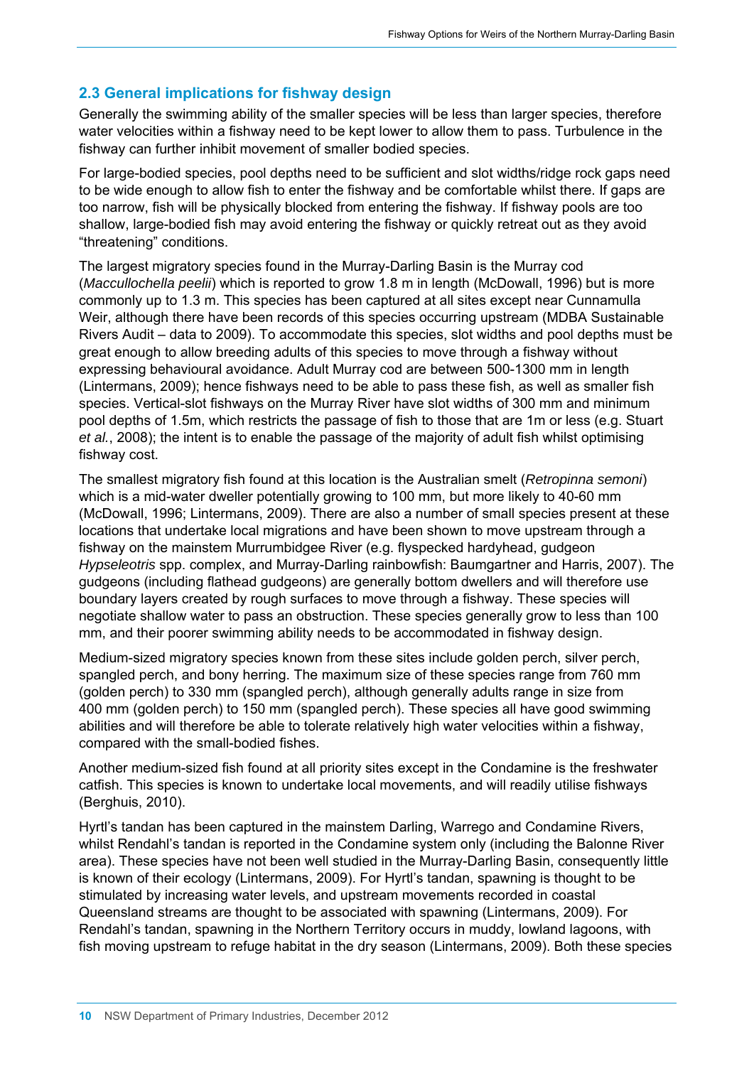## 2.3 General implications for fishway design

Generally the swimming ability of the smaller species will be less than larger species, therefore water velocities within a fishway need to be kept lower to allow them to pass. Turbulence in the fishway can further inhibit movement of smaller bodied species.

For large-bodied species, pool depths need to be sufficient and slot widths/ridge rock gaps need to be wide enough to allow fish to enter the fishway and be comfortable whilst there. If gaps are too narrow, fish will be physically blocked from entering the fishway. If fishway pools are too shallow, large-bodied fish may avoid entering the fishway or quickly retreat out as they avoid "threatening" conditions.

The largest migratory species found in the Murray-Darling Basin is the Murray cod (*Maccullochella peelii*) which is reported to grow 1.8 m in length (McDowall, 1996) but is more commonly up to 1.3 m. This species has been captured at all sites except near Cunnamulla Weir, although there have been records of this species occurring upstream (MDBA Sustainable Rivers Audit – data to 2009). To accommodate this species, slot widths and pool depths must be great enough to allow breeding adults of this species to move through a fishway without expressing behavioural avoidance. Adult Murray cod are between 500-1300 mm in length (Lintermans, 2009); hence fishways need to be able to pass these fish, as well as smaller fish species. Vertical-slot fishways on the Murray River have slot widths of 300 mm and minimum pool depths of 1.5m, which restricts the passage of fish to those that are 1m or less (e.g. Stuart *et al.*, 2008); the intent is to enable the passage of the majority of adult fish whilst optimising fishway cost.

The smallest migratory fish found at this location is the Australian smelt (*Retropinna semoni*) which is a mid-water dweller potentially growing to 100 mm, but more likely to 40-60 mm (McDowall, 1996; Lintermans, 2009). There are also a number of small species present at these locations that undertake local migrations and have been shown to move upstream through a fishway on the mainstem Murrumbidgee River (e.g. flyspecked hardyhead, gudgeon *Hypseleotris* spp. complex, and Murray-Darling rainbowfish: Baumgartner and Harris, 2007). The gudgeons (including flathead gudgeons) are generally bottom dwellers and will therefore use boundary layers created by rough surfaces to move through a fishway. These species will negotiate shallow water to pass an obstruction. These species generally grow to less than 100 mm, and their poorer swimming ability needs to be accommodated in fishway design.

Medium-sized migratory species known from these sites include golden perch, silver perch, spangled perch, and bony herring. The maximum size of these species range from 760 mm (golden perch) to 330 mm (spangled perch), although generally adults range in size from 400 mm (golden perch) to 150 mm (spangled perch). These species all have good swimming abilities and will therefore be able to tolerate relatively high water velocities within a fishway, compared with the small-bodied fishes.

Another medium-sized fish found at all priority sites except in the Condamine is the freshwater catfish. This species is known to undertake local movements, and will readily utilise fishways (Berghuis, 2010).

Hyrtl's tandan has been captured in the mainstem Darling, Warrego and Condamine Rivers, whilst Rendahl's tandan is reported in the Condamine system only (including the Balonne River area). These species have not been well studied in the Murray-Darling Basin, consequently little is known of their ecology (Lintermans, 2009). For Hyrtl's tandan, spawning is thought to be stimulated by increasing water levels, and upstream movements recorded in coastal Queensland streams are thought to be associated with spawning (Lintermans, 2009). For Rendahl's tandan, spawning in the Northern Territory occurs in muddy, lowland lagoons, with fish moving upstream to refuge habitat in the dry season (Lintermans, 2009). Both these species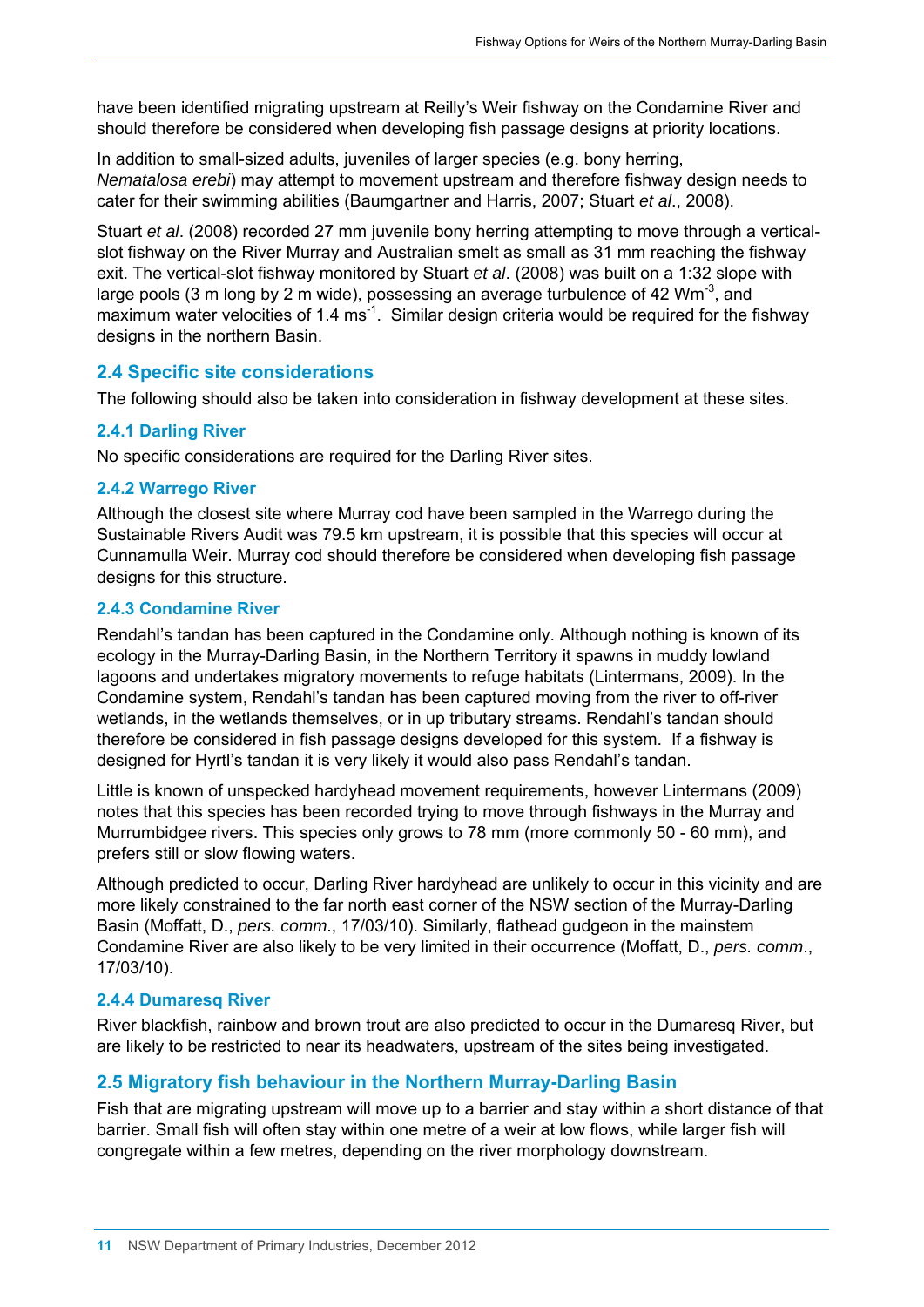have been identified migrating upstream at Reilly's Weir fishway on the Condamine River and should therefore be considered when developing fish passage designs at priority locations.

In addition to small-sized adults, juveniles of larger species (e.g. bony herring, *Nematalosa erebi*) may attempt to movement upstream and therefore fishway design needs to cater for their swimming abilities (Baumgartner and Harris, 2007; Stuart *et al*., 2008).

Stuart *et al*. (2008) recorded 27 mm juvenile bony herring attempting to move through a vertical-slot fishway on the River Murray and Australian smelt as small as 31 mm reaching the fishway exit. The vertical-slot fishway monitored by Stuart *et al*. (2008) was built on a 1:32 slope with large pools (3 m long by 2 m wide), possessing an average turbulence of 42 $Wm^{-3}$, and maximum water velocities of 1.4 $ms^{-1}$. Similar design criteria would be required for the fishway designs in the northern Basin.

## 2.4 Specific site considerations

The following should also be taken into consideration in fishway development at these sites.

### 2.4.1 Darling River

No specific considerations are required for the Darling River sites.

### 2.4.2 Warrego River

Although the closest site where Murray cod have been sampled in the Warrego during the Sustainable Rivers Audit was 79.5 km upstream, it is possible that this species will occur at Cunnamulla Weir. Murray cod should therefore be considered when developing fish passage designs for this structure.

### 2.4.3 Condamine River

Rendahl's tandan has been captured in the Condamine only. Although nothing is known of its ecology in the Murray-Darling Basin, in the Northern Territory it spawns in muddy lowland lagoons and undertakes migratory movements to refuge habitats (Lintermans, 2009). In the Condamine system, Rendahl's tandan has been captured moving from the river to off-river wetlands, in the wetlands themselves, or in up tributary streams. Rendahl's tandan should therefore be considered in fish passage designs developed for this system. If a fishway is designed for Hyrtl's tandan it is very likely it would also pass Rendahl's tandan.

Little is known of unspecked hardyhead movement requirements, however Lintermans (2009) notes that this species has been recorded trying to move through fishways in the Murray and Murrumbidgee rivers. This species only grows to 78 mm (more commonly 50 - 60 mm), and prefers still or slow flowing waters.

Although predicted to occur, Darling River hardyhead are unlikely to occur in this vicinity and are more likely constrained to the far north east corner of the NSW section of the Murray-Darling Basin (Moffatt, D., *pers. comm*., 17/03/10). Similarly, flathead gudgeon in the mainstem Condamine River are also likely to be very limited in their occurrence (Moffatt, D., *pers. comm*., 17/03/10).

### 2.4.4 Dumaresq River

River blackfish, rainbow and brown trout are also predicted to occur in the Dumaresq River, but are likely to be restricted to near its headwaters, upstream of the sites being investigated.

## 2.5 Migratory fish behaviour in the Northern Murray-Darling Basin

Fish that are migrating upstream will move up to a barrier and stay within a short distance of that barrier. Small fish will often stay within one metre of a weir at low flows, while larger fish will congregate within a few metres, depending on the river morphology downstream.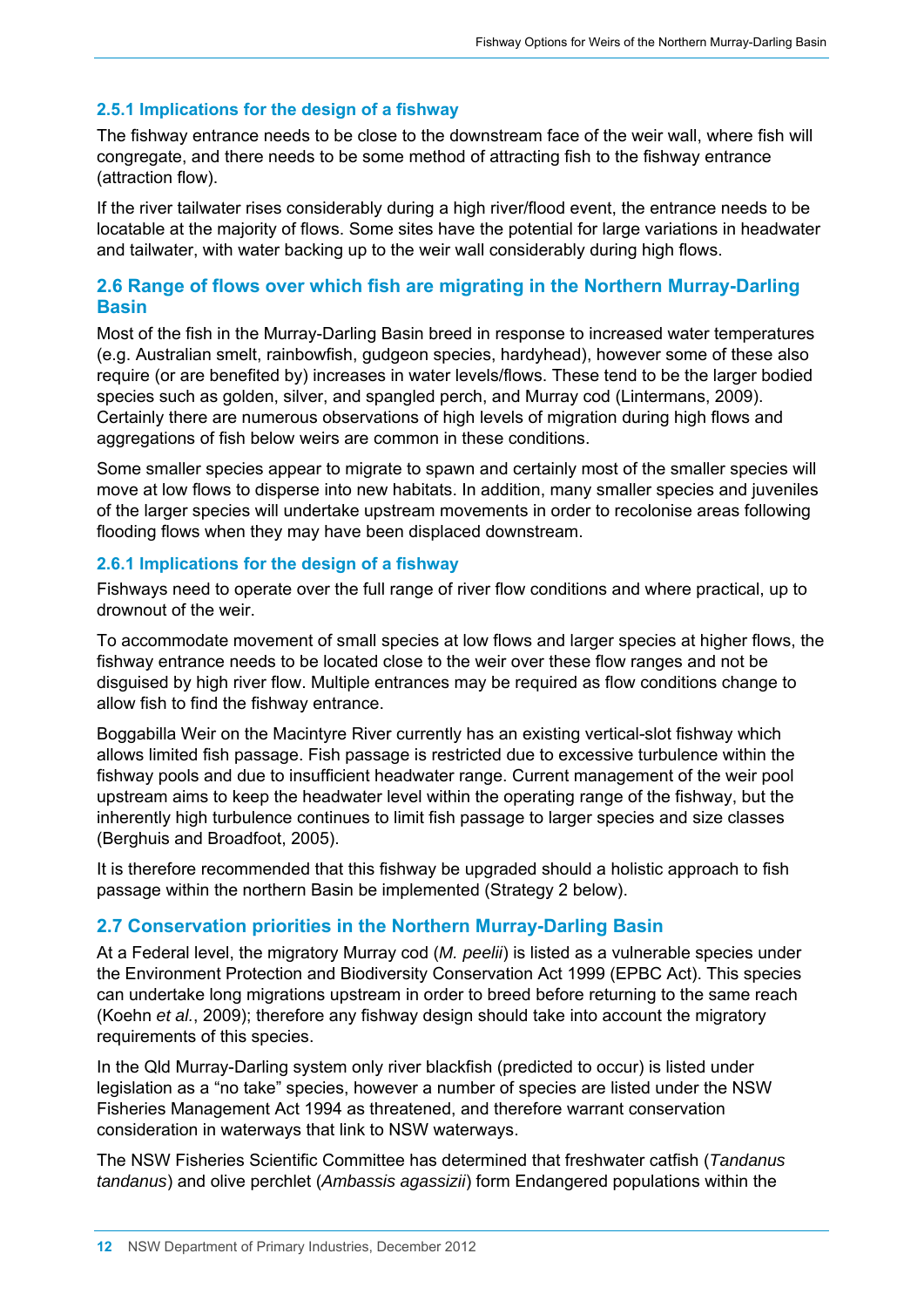### 2.5.1 Implications for the design of a fishway

The fishway entrance needs to be close to the downstream face of the weir wall, where fish will congregate, and there needs to be some method of attracting fish to the fishway entrance (attraction flow).

If the river tailwater rises considerably during a high river/flood event, the entrance needs to be locatable at the majority of flows. Some sites have the potential for large variations in headwater and tailwater, with water backing up to the weir wall considerably during high flows.

## 2.6 Range of flows over which fish are migrating in the Northern Murray-Darling Basin

Most of the fish in the Murray-Darling Basin breed in response to increased water temperatures (e.g. Australian smelt, rainbowfish, gudgeon species, hardyhead), however some of these also require (or are benefited by) increases in water levels/flows. These tend to be the larger bodied species such as golden, silver, and spangled perch, and Murray cod (Lintermans, 2009). Certainly there are numerous observations of high levels of migration during high flows and aggregations of fish below weirs are common in these conditions.

Some smaller species appear to migrate to spawn and certainly most of the smaller species will move at low flows to disperse into new habitats. In addition, many smaller species and juveniles of the larger species will undertake upstream movements in order to recolonise areas following flooding flows when they may have been displaced downstream.

### 2.6.1 Implications for the design of a fishway

Fishways need to operate over the full range of river flow conditions and where practical, up to drownout of the weir.

To accommodate movement of small species at low flows and larger species at higher flows, the fishway entrance needs to be located close to the weir over these flow ranges and not be disguised by high river flow. Multiple entrances may be required as flow conditions change to allow fish to find the fishway entrance.

Boggabilla Weir on the Macintyre River currently has an existing vertical-slot fishway which allows limited fish passage. Fish passage is restricted due to excessive turbulence within the fishway pools and due to insufficient headwater range. Current management of the weir pool upstream aims to keep the headwater level within the operating range of the fishway, but the inherently high turbulence continues to limit fish passage to larger species and size classes (Berghuis and Broadfoot, 2005).

It is therefore recommended that this fishway be upgraded should a holistic approach to fish passage within the northern Basin be implemented (Strategy 2 below).

## 2.7 Conservation priorities in the Northern Murray-Darling Basin

At a Federal level, the migratory Murray cod (*M. peelii*) is listed as a vulnerable species under the Environment Protection and Biodiversity Conservation Act 1999 (EPBC Act). This species can undertake long migrations upstream in order to breed before returning to the same reach (Koehn *et al.*, 2009); therefore any fishway design should take into account the migratory requirements of this species.

In the Qld Murray-Darling system only river blackfish (predicted to occur) is listed under legislation as a "no take" species, however a number of species are listed under the NSW Fisheries Management Act 1994 as threatened, and therefore warrant conservation consideration in waterways that link to NSW waterways.

The NSW Fisheries Scientific Committee has determined that freshwater catfish (*Tandanus tandanus*) and olive perchlet (*Ambassis agassizii*) form Endangered populations within the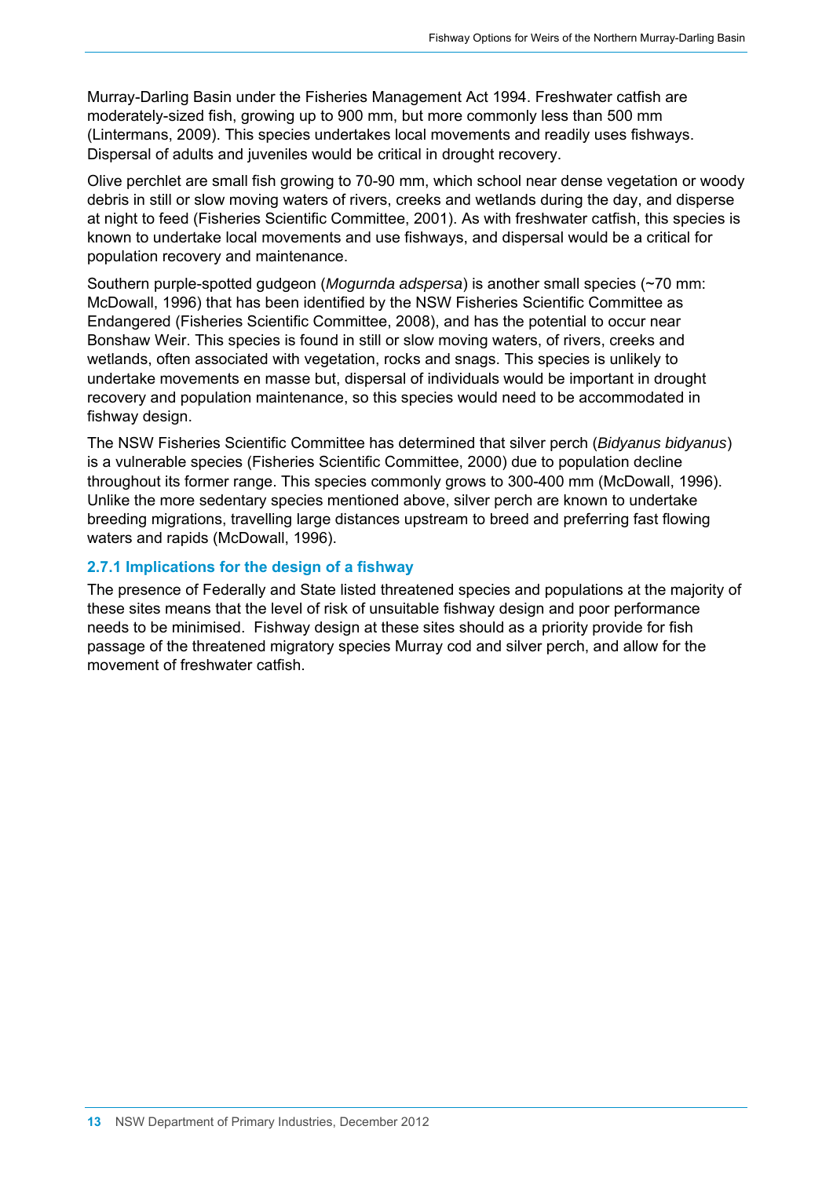Murray-Darling Basin under the Fisheries Management Act 1994. Freshwater catfish are moderately-sized fish, growing up to 900 mm, but more commonly less than 500 mm (Lintermans, 2009). This species undertakes local movements and readily uses fishways. Dispersal of adults and juveniles would be critical in drought recovery.

Olive perchlet are small fish growing to 70-90 mm, which school near dense vegetation or woody debris in still or slow moving waters of rivers, creeks and wetlands during the day, and disperse at night to feed (Fisheries Scientific Committee, 2001). As with freshwater catfish, this species is known to undertake local movements and use fishways, and dispersal would be a critical for population recovery and maintenance.

Southern purple-spotted gudgeon (*Mogurnda adspersa*) is another small species (~70 mm: McDowall, 1996) that has been identified by the NSW Fisheries Scientific Committee as Endangered (Fisheries Scientific Committee, 2008), and has the potential to occur near Bonshaw Weir. This species is found in still or slow moving waters, of rivers, creeks and wetlands, often associated with vegetation, rocks and snags. This species is unlikely to undertake movements en masse but, dispersal of individuals would be important in drought recovery and population maintenance, so this species would need to be accommodated in fishway design.

The NSW Fisheries Scientific Committee has determined that silver perch (*Bidyanus bidyanus*) is a vulnerable species (Fisheries Scientific Committee, 2000) due to population decline throughout its former range. This species commonly grows to 300-400 mm (McDowall, 1996). Unlike the more sedentary species mentioned above, silver perch are known to undertake breeding migrations, travelling large distances upstream to breed and preferring fast flowing waters and rapids (McDowall, 1996).

### 2.7.1 Implications for the design of a fishway

The presence of Federally and State listed threatened species and populations at the majority of these sites means that the level of risk of unsuitable fishway design and poor performance needs to be minimised. Fishway design at these sites should as a priority provide for fish passage of the threatened migratory species Murray cod and silver perch, and allow for the movement of freshwater catfish.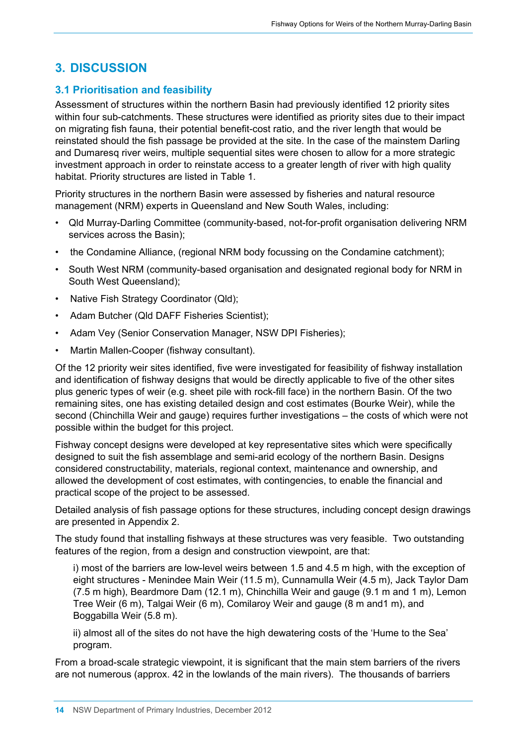# 3. DISCUSSION

## 3.1 Prioritisation and feasibility

Assessment of structures within the northern Basin had previously identified 12 priority sites within four sub-catchments. These structures were identified as priority sites due to their impact on migrating fish fauna, their potential benefit-cost ratio, and the river length that would be reinstated should the fish passage be provided at the site. In the case of the mainstem Darling and Dumaresq river weirs, multiple sequential sites were chosen to allow for a more strategic investment approach in order to reinstate access to a greater length of river with high quality habitat. Priority structures are listed in Table 1.

Priority structures in the northern Basin were assessed by fisheries and natural resource management (NRM) experts in Queensland and New South Wales, including:

- Qld Murray-Darling Committee (community-based, not-for-profit organisation delivering NRM services across the Basin);
- the Condamine Alliance, (regional NRM body focussing on the Condamine catchment);
- South West NRM (community-based organisation and designated regional body for NRM in South West Queensland);
- Native Fish Strategy Coordinator (Qld);
- Adam Butcher (Qld DAFF Fisheries Scientist);
- Adam Vey (Senior Conservation Manager, NSW DPI Fisheries);
- Martin Mallen-Cooper (fishway consultant).

Of the 12 priority weir sites identified, five were investigated for feasibility of fishway installation and identification of fishway designs that would be directly applicable to five of the other sites plus generic types of weir (e.g. sheet pile with rock-fill face) in the northern Basin. Of the two remaining sites, one has existing detailed design and cost estimates (Bourke Weir), while the second (Chinchilla Weir and gauge) requires further investigations – the costs of which were not possible within the budget for this project.

Fishway concept designs were developed at key representative sites which were specifically designed to suit the fish assemblage and semi-arid ecology of the northern Basin. Designs considered constructability, materials, regional context, maintenance and ownership, and allowed the development of cost estimates, with contingencies, to enable the financial and practical scope of the project to be assessed.

Detailed analysis of fish passage options for these structures, including concept design drawings are presented in Appendix 2.

The study found that installing fishways at these structures was very feasible. Two outstanding features of the region, from a design and construction viewpoint, are that:

i) most of the barriers are low-level weirs between 1.5 and 4.5 m high, with the exception of eight structures - Menindee Main Weir (11.5 m), Cunnamulla Weir (4.5 m), Jack Taylor Dam (7.5 m high), Beardmore Dam (12.1 m), Chinchilla Weir and gauge (9.1 m and 1 m), Lemon Tree Weir (6 m), Talgai Weir (6 m), Comilaroy Weir and gauge (8 m and1 m), and Boggabilla Weir (5.8 m).

ii) almost all of the sites do not have the high dewatering costs of the 'Hume to the Sea' program.

From a broad-scale strategic viewpoint, it is significant that the main stem barriers of the rivers are not numerous (approx. 42 in the lowlands of the main rivers). The thousands of barriers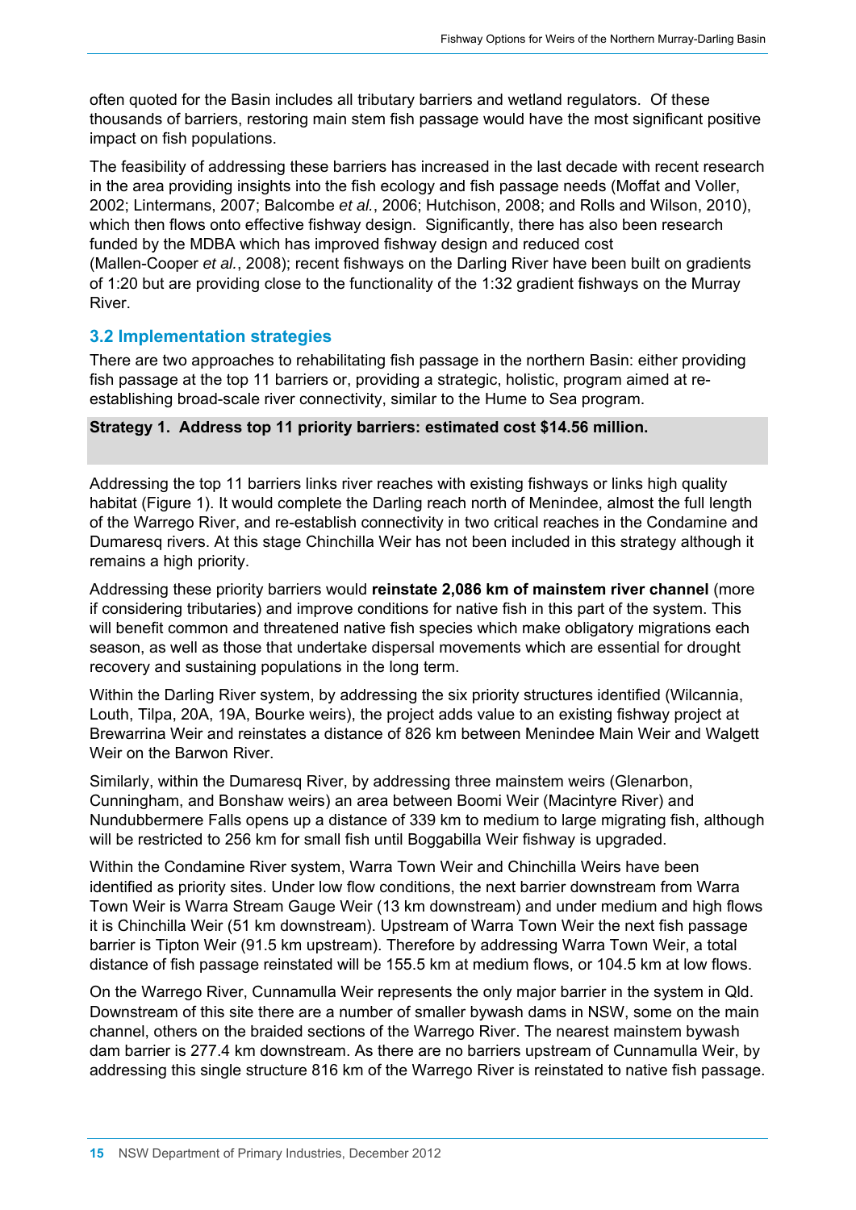often quoted for the Basin includes all tributary barriers and wetland regulators. Of these thousands of barriers, restoring main stem fish passage would have the most significant positive impact on fish populations.

The feasibility of addressing these barriers has increased in the last decade with recent research in the area providing insights into the fish ecology and fish passage needs (Moffat and Voller, 2002; Lintermans, 2007; Balcombe *et al.*, 2006; Hutchison, 2008; and Rolls and Wilson, 2010), which then flows onto effective fishway design. Significantly, there has also been research funded by the MDBA which has improved fishway design and reduced cost (Mallen-Cooper *et al.*, 2008); recent fishways on the Darling River have been built on gradients of 1:20 but are providing close to the functionality of the 1:32 gradient fishways on the Murray River.

## 3.2 Implementation strategies

There are two approaches to rehabilitating fish passage in the northern Basin: either providing fish passage at the top 11 barriers or, providing a strategic, holistic, program aimed at re-establishing broad-scale river connectivity, similar to the Hume to Sea program.

**Strategy 1. Address top 11 priority barriers: estimated cost $14.56 million.**

Addressing the top 11 barriers links river reaches with existing fishways or links high quality habitat (Figure 1). It would complete the Darling reach north of Menindee, almost the full length of the Warrego River, and re-establish connectivity in two critical reaches in the Condamine and Dumaresq rivers. At this stage Chinchilla Weir has not been included in this strategy although it remains a high priority.

Addressing these priority barriers would **reinstate 2,086 km of mainstem river channel** (more if considering tributaries) and improve conditions for native fish in this part of the system. This will benefit common and threatened native fish species which make obligatory migrations each season, as well as those that undertake dispersal movements which are essential for drought recovery and sustaining populations in the long term.

Within the Darling River system, by addressing the six priority structures identified (Wilcannia, Louth, Tilpa, 20A, 19A, Bourke weirs), the project adds value to an existing fishway project at Brewarrina Weir and reinstates a distance of 826 km between Menindee Main Weir and Walgett Weir on the Barwon River.

Similarly, within the Dumaresq River, by addressing three mainstem weirs (Glenarbon, Cunningham, and Bonshaw weirs) an area between Boomi Weir (Macintyre River) and Nundubbermere Falls opens up a distance of 339 km to medium to large migrating fish, although will be restricted to 256 km for small fish until Boggabilla Weir fishway is upgraded.

Within the Condamine River system, Warra Town Weir and Chinchilla Weirs have been identified as priority sites. Under low flow conditions, the next barrier downstream from Warra Town Weir is Warra Stream Gauge Weir (13 km downstream) and under medium and high flows it is Chinchilla Weir (51 km downstream). Upstream of Warra Town Weir the next fish passage barrier is Tipton Weir (91.5 km upstream). Therefore by addressing Warra Town Weir, a total distance of fish passage reinstated will be 155.5 km at medium flows, or 104.5 km at low flows.

On the Warrego River, Cunnamulla Weir represents the only major barrier in the system in Qld. Downstream of this site there are a number of smaller bywash dams in NSW, some on the main channel, others on the braided sections of the Warrego River. The nearest mainstem bywash dam barrier is 277.4 km downstream. As there are no barriers upstream of Cunnamulla Weir, by addressing this single structure 816 km of the Warrego River is reinstated to native fish passage.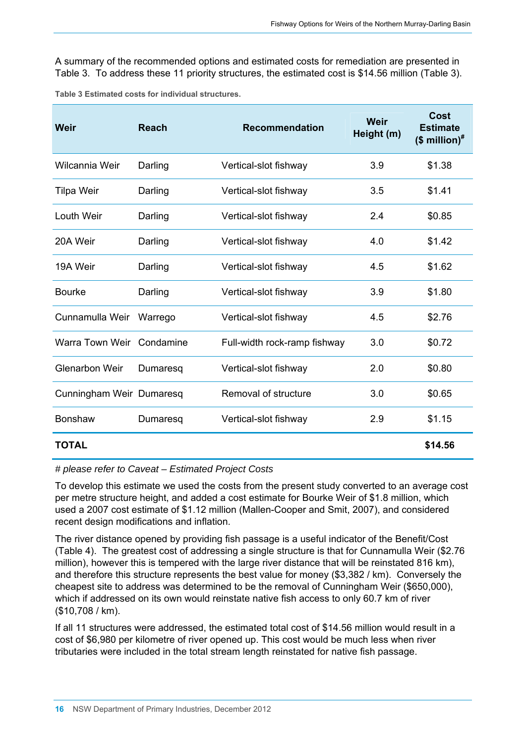A summary of the recommended options and estimated costs for remediation are presented in Table 3. To address these 11 priority structures, the estimated cost is $14.56 million (Table 3).

**Table 3 Estimated costs for individual structures.**

| Weir | Reach | Recommendation | Weir Height (m) | Cost Estimate ($ million)# |
|---|---|---|---|---|
| Wilcannia Weir | Darling | Vertical-slot fishway | 3.9 | $1.38 |
| Tilpa Weir | Darling | Vertical-slot fishway | 3.5 | $1.41 |
| Louth Weir | Darling | Vertical-slot fishway | 2.4 | $0.85 |
| 20A Weir | Darling | Vertical-slot fishway | 4.0 | $1.42 |
| 19A Weir | Darling | Vertical-slot fishway | 4.5 | $1.62 |
| Bourke | Darling | Vertical-slot fishway | 3.9 | $1.80 |
| Cunnamulla Weir | Warrego | Vertical-slot fishway | 4.5 | $2.76 |
| Warra Town Weir | Condamine | Full-width rock-ramp fishway | 3.0 | $0.72 |
| Glenarbon Weir | Dumaresq | Vertical-slot fishway | 2.0 | $0.80 |
| Cunningham Weir | Dumaresq | Removal of structure | 3.0 | $0.65 |
| Bonshaw | Dumaresq | Vertical-slot fishway | 2.9 | $1.15 |
| **TOTAL** | | | | **$14.56** |

*# please refer to Caveat – Estimated Project Costs*

To develop this estimate we used the costs from the present study converted to an average cost per metre structure height, and added a cost estimate for Bourke Weir of $1.8 million, which used a 2007 cost estimate of $1.12 million (Mallen-Cooper and Smit, 2007), and considered recent design modifications and inflation.

The river distance opened by providing fish passage is a useful indicator of the Benefit/Cost (Table 4). The greatest cost of addressing a single structure is that for Cunnamulla Weir ($2.76 million), however this is tempered with the large river distance that will be reinstated 816 km), and therefore this structure represents the best value for money ($3,382 / km). Conversely the cheapest site to address was determined to be the removal of Cunningham Weir ($650,000), which if addressed on its own would reinstate native fish access to only 60.7 km of river ($10,708 / km).

If all 11 structures were addressed, the estimated total cost of $14.56 million would result in a cost of $6,980 per kilometre of river opened up. This cost would be much less when river tributaries were included in the total stream length reinstated for native fish passage.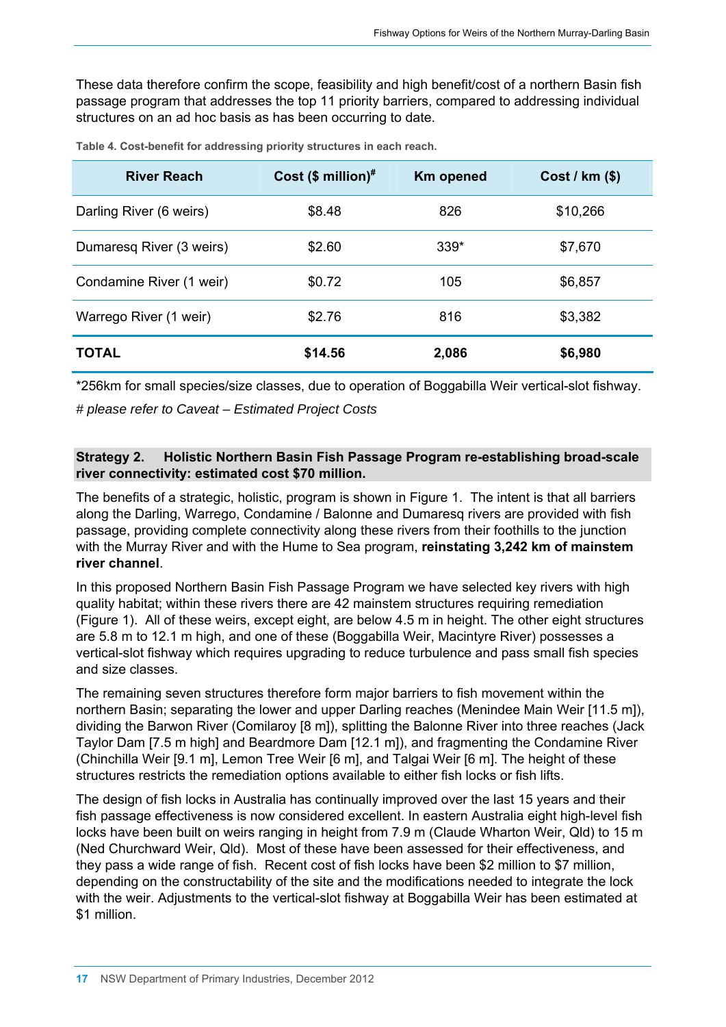These data therefore confirm the scope, feasibility and high benefit/cost of a northern Basin fish passage program that addresses the top 11 priority barriers, compared to addressing individual structures on an ad hoc basis as has been occurring to date.

**Table 4. Cost-benefit for addressing priority structures in each reach.**

| River Reach | Cost ($ million)# | Km opened | Cost / km ($) |
|---|---|---|---|
| Darling River (6 weirs) | $8.48 | 826 | $10,266 |
| Dumaresq River (3 weirs) | $2.60 | 339* | $7,670 |
| Condamine River (1 weir) | $0.72 | 105 | $6,857 |
| Warrego River (1 weir) | $2.76 | 816 | $3,382 |
| **TOTAL** | **$14.56** | **2,086** | **$6,980** |

*256km for small species/size classes, due to operation of Boggabilla Weir vertical-slot fishway.

*# please refer to Caveat – Estimated Project Costs*

**Strategy 2. Holistic Northern Basin Fish Passage Program re-establishing broad-scale river connectivity: estimated cost $70 million.**

The benefits of a strategic, holistic, program is shown in Figure 1. The intent is that all barriers along the Darling, Warrego, Condamine / Balonne and Dumaresq rivers are provided with fish passage, providing complete connectivity along these rivers from their foothills to the junction with the Murray River and with the Hume to Sea program, **reinstating 3,242 km of mainstem river channel**.

In this proposed Northern Basin Fish Passage Program we have selected key rivers with high quality habitat; within these rivers there are 42 mainstem structures requiring remediation (Figure 1). All of these weirs, except eight, are below 4.5 m in height. The other eight structures are 5.8 m to 12.1 m high, and one of these (Boggabilla Weir, Macintyre River) possesses a vertical-slot fishway which requires upgrading to reduce turbulence and pass small fish species and size classes.

The remaining seven structures therefore form major barriers to fish movement within the northern Basin; separating the lower and upper Darling reaches (Menindee Main Weir [11.5 m]), dividing the Barwon River (Comilaroy [8 m]), splitting the Balonne River into three reaches (Jack Taylor Dam [7.5 m high] and Beardmore Dam [12.1 m]), and fragmenting the Condamine River (Chinchilla Weir [9.1 m], Lemon Tree Weir [6 m], and Talgai Weir [6 m]. The height of these structures restricts the remediation options available to either fish locks or fish lifts.

The design of fish locks in Australia has continually improved over the last 15 years and their fish passage effectiveness is now considered excellent. In eastern Australia eight high-level fish locks have been built on weirs ranging in height from 7.9 m (Claude Wharton Weir, Qld) to 15 m (Ned Churchward Weir, Qld). Most of these have been assessed for their effectiveness, and they pass a wide range of fish. Recent cost of fish locks have been $2 million to $7 million, depending on the constructability of the site and the modifications needed to integrate the lock with the weir. Adjustments to the vertical-slot fishway at Boggabilla Weir has been estimated at $1 million.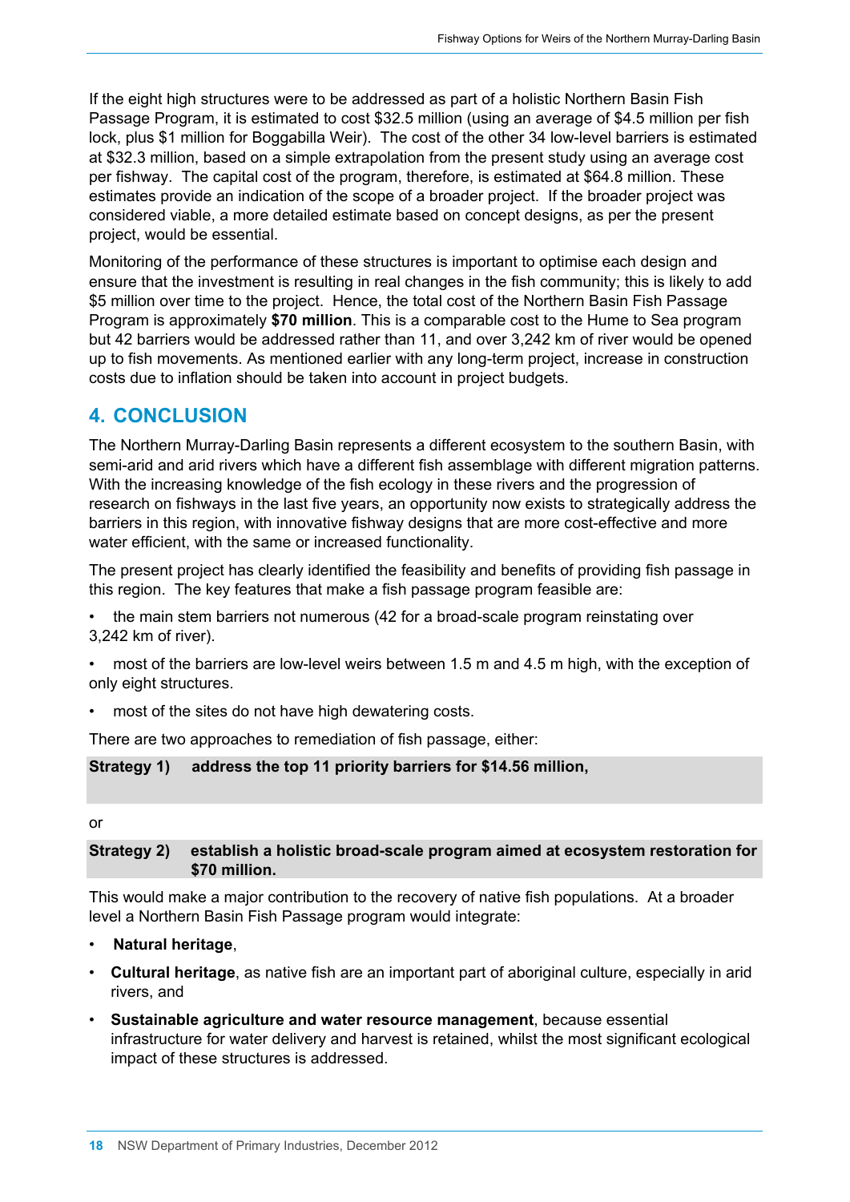If the eight high structures were to be addressed as part of a holistic Northern Basin Fish Passage Program, it is estimated to cost $32.5 million (using an average of $4.5 million per fish lock, plus $1 million for Boggabilla Weir). The cost of the other 34 low-level barriers is estimated at $32.3 million, based on a simple extrapolation from the present study using an average cost per fishway. The capital cost of the program, therefore, is estimated at $64.8 million. These estimates provide an indication of the scope of a broader project. If the broader project was considered viable, a more detailed estimate based on concept designs, as per the present project, would be essential.

Monitoring of the performance of these structures is important to optimise each design and ensure that the investment is resulting in real changes in the fish community; this is likely to add $5 million over time to the project. Hence, the total cost of the Northern Basin Fish Passage Program is approximately **$70 million**. This is a comparable cost to the Hume to Sea program but 42 barriers would be addressed rather than 11, and over 3,242 km of river would be opened up to fish movements. As mentioned earlier with any long-term project, increase in construction costs due to inflation should be taken into account in project budgets.

## 4. CONCLUSION

The Northern Murray-Darling Basin represents a different ecosystem to the southern Basin, with semi-arid and arid rivers which have a different fish assemblage with different migration patterns. With the increasing knowledge of the fish ecology in these rivers and the progression of research on fishways in the last five years, an opportunity now exists to strategically address the barriers in this region, with innovative fishway designs that are more cost-effective and more water efficient, with the same or increased functionality.

The present project has clearly identified the feasibility and benefits of providing fish passage in this region. The key features that make a fish passage program feasible are:

- the main stem barriers not numerous (42 for a broad-scale program reinstating over 3,242 km of river).
- most of the barriers are low-level weirs between 1.5 m and 4.5 m high, with the exception of only eight structures.
- most of the sites do not have high dewatering costs.

There are two approaches to remediation of fish passage, either:

**Strategy 1) address the top 11 priority barriers for $14.56 million,**

or

**Strategy 2) establish a holistic broad-scale program aimed at ecosystem restoration for $70 million.**

This would make a major contribution to the recovery of native fish populations. At a broader level a Northern Basin Fish Passage program would integrate:

- **Natural heritage**,
- **Cultural heritage**, as native fish are an important part of aboriginal culture, especially in arid rivers, and
- **Sustainable agriculture and water resource management**, because essential infrastructure for water delivery and harvest is retained, whilst the most significant ecological impact of these structures is addressed.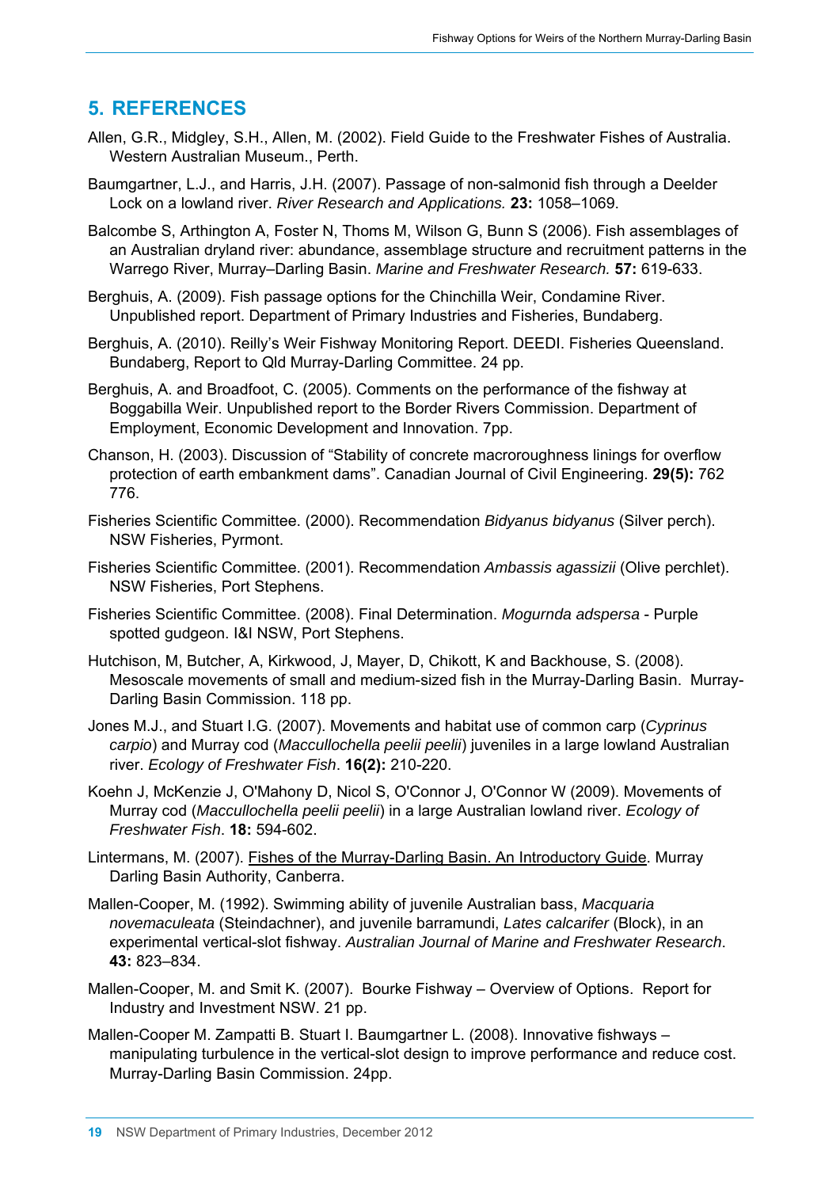## 5. REFERENCES

Allen, G.R., Midgley, S.H., Allen, M. (2002). Field Guide to the Freshwater Fishes of Australia. Western Australian Museum., Perth.

Baumgartner, L.J., and Harris, J.H. (2007). Passage of non-salmonid fish through a Deelder Lock on a lowland river. *River Research and Applications.* **23:** 1058–1069.

Balcombe S, Arthington A, Foster N, Thoms M, Wilson G, Bunn S (2006). Fish assemblages of an Australian dryland river: abundance, assemblage structure and recruitment patterns in the Warrego River, Murray–Darling Basin. *Marine and Freshwater Research.* **57:** 619-633.

Berghuis, A. (2009). Fish passage options for the Chinchilla Weir, Condamine River. Unpublished report. Department of Primary Industries and Fisheries, Bundaberg.

Berghuis, A. (2010). Reilly's Weir Fishway Monitoring Report. DEEDI. Fisheries Queensland. Bundaberg, Report to Qld Murray-Darling Committee. 24 pp.

Berghuis, A. and Broadfoot, C. (2005). Comments on the performance of the fishway at Boggabilla Weir. Unpublished report to the Border Rivers Commission. Department of Employment, Economic Development and Innovation. 7pp.

Chanson, H. (2003). Discussion of "Stability of concrete macroroughness linings for overflow protection of earth embankment dams". Canadian Journal of Civil Engineering. **29(5):** 762 776.

Fisheries Scientific Committee. (2000). Recommendation *Bidyanus bidyanus* (Silver perch). NSW Fisheries, Pyrmont.

Fisheries Scientific Committee. (2001). Recommendation *Ambassis agassizii* (Olive perchlet). NSW Fisheries, Port Stephens.

Fisheries Scientific Committee. (2008). Final Determination. *Mogurnda adspersa* - Purple spotted gudgeon. I&I NSW, Port Stephens.

Hutchison, M, Butcher, A, Kirkwood, J, Mayer, D, Chikott, K and Backhouse, S. (2008). Mesoscale movements of small and medium-sized fish in the Murray-Darling Basin. Murray-Darling Basin Commission. 118 pp.

Jones M.J., and Stuart I.G. (2007). Movements and habitat use of common carp (*Cyprinus carpio*) and Murray cod (*Maccullochella peelii peelii*) juveniles in a large lowland Australian river. *Ecology of Freshwater Fish*. **16(2):** 210-220.

Koehn J, McKenzie J, O'Mahony D, Nicol S, O'Connor J, O'Connor W (2009). Movements of Murray cod (*Maccullochella peelii peelii*) in a large Australian lowland river. *Ecology of Freshwater Fish*. **18:** 594-602.

Lintermans, M. (2007). Fishes of the Murray-Darling Basin. An Introductory Guide. Murray Darling Basin Authority, Canberra.

Mallen-Cooper, M. (1992). Swimming ability of juvenile Australian bass, *Macquaria novemaculeata* (Steindachner), and juvenile barramundi, *Lates calcarifer* (Block), in an experimental vertical-slot fishway. *Australian Journal of Marine and Freshwater Research*. **43:** 823–834.

Mallen-Cooper, M. and Smit K. (2007). Bourke Fishway – Overview of Options. Report for Industry and Investment NSW. 21 pp.

Mallen-Cooper M. Zampatti B. Stuart I. Baumgartner L. (2008). Innovative fishways – manipulating turbulence in the vertical-slot design to improve performance and reduce cost. Murray-Darling Basin Commission. 24pp.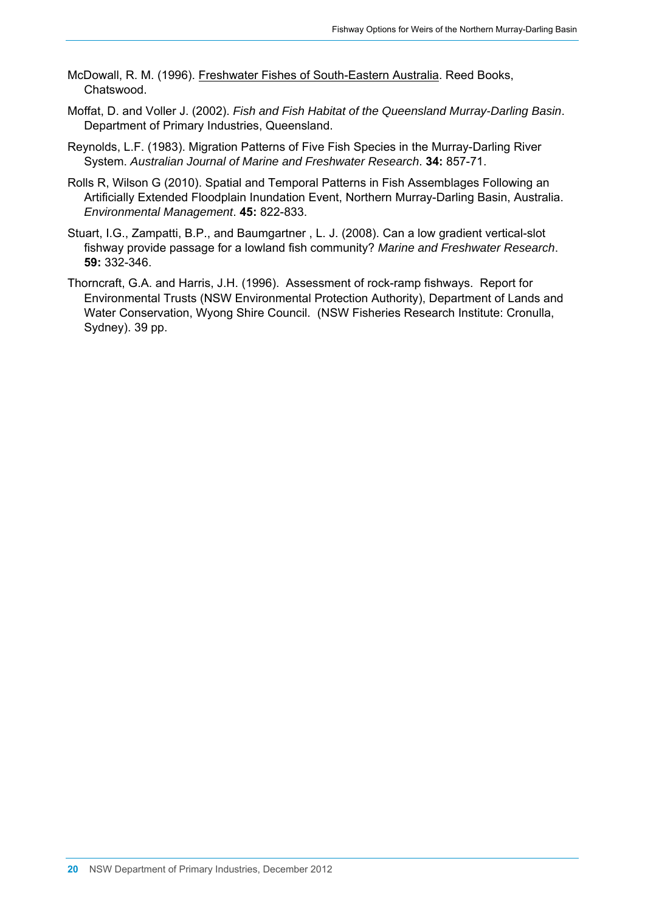McDowall, R. M. (1996). Freshwater Fishes of South-Eastern Australia. Reed Books, Chatswood.

Moffat, D. and Voller J. (2002). *Fish and Fish Habitat of the Queensland Murray-Darling Basin*. Department of Primary Industries, Queensland.

Reynolds, L.F. (1983). Migration Patterns of Five Fish Species in the Murray-Darling River System. *Australian Journal of Marine and Freshwater Research*. **34:** 857-71.

Rolls R, Wilson G (2010). Spatial and Temporal Patterns in Fish Assemblages Following an Artificially Extended Floodplain Inundation Event, Northern Murray-Darling Basin, Australia. *Environmental Management*. **45:** 822-833.

Stuart, I.G., Zampatti, B.P., and Baumgartner , L. J. (2008). Can a low gradient vertical-slot fishway provide passage for a lowland fish community? *Marine and Freshwater Research*. **59:** 332-346.

Thorncraft, G.A. and Harris, J.H. (1996). Assessment of rock-ramp fishways. Report for Environmental Trusts (NSW Environmental Protection Authority), Department of Lands and Water Conservation, Wyong Shire Council. (NSW Fisheries Research Institute: Cronulla, Sydney). 39 pp.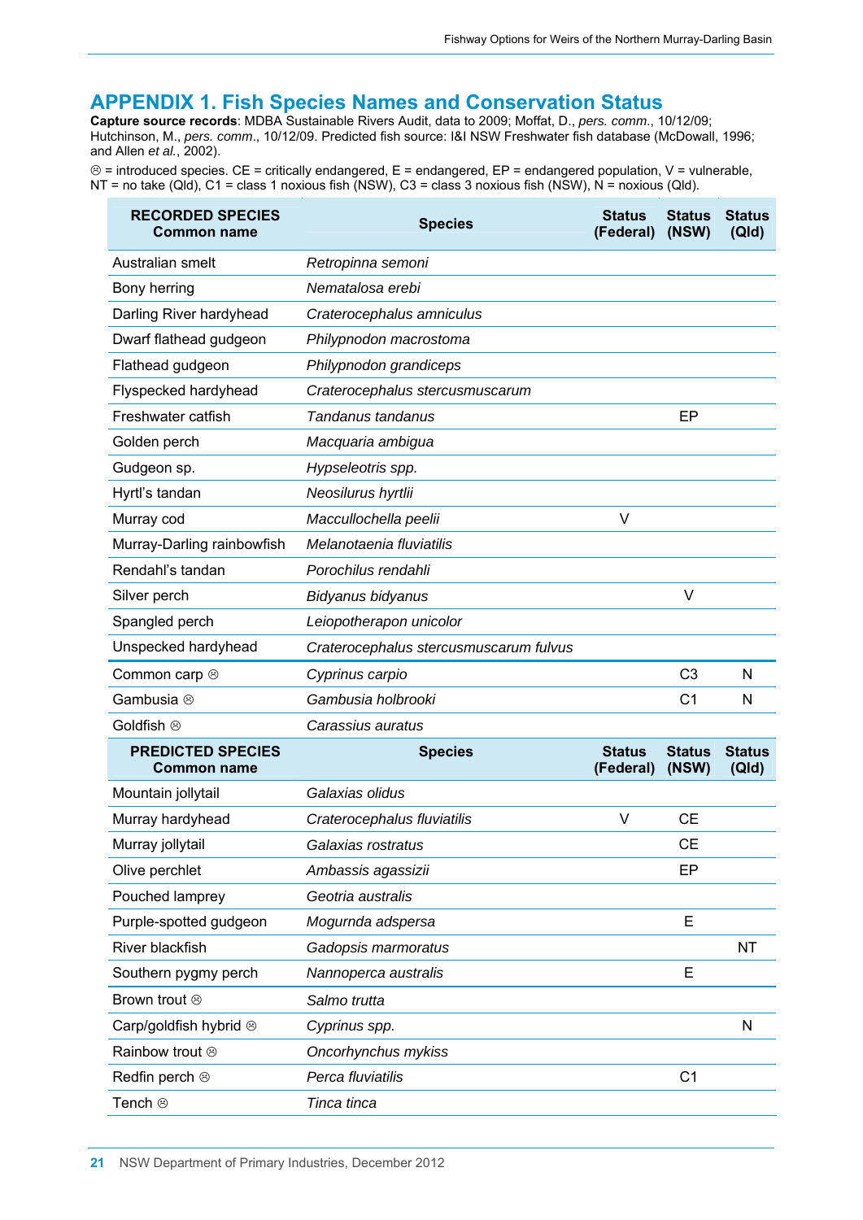# APPENDIX 1. Fish Species Names and Conservation Status

**Capture source records**: MDBA Sustainable Rivers Audit, data to 2009; Moffat, D., *pers. comm.*, 10/12/09; Hutchinson, M., *pers. comm.*, 10/12/09. Predicted fish source: I&I NSW Freshwater fish database (McDowall, 1996; and Allen *et al.*, 2002).

☹ = introduced species. CE = critically endangered, E = endangered, EP = endangered population, V = vulnerable, NT = no take (Qld), C1 = class 1 noxious fish (NSW), C3 = class 3 noxious fish (NSW), N = noxious (Qld).

| RECORDED SPECIES Common name | Species | Status (Federal) | Status (NSW) | Status (Qld) |
|---|---|---|---|---|
| Australian smelt | *Retropinna semoni* | | | |
| Bony herring | *Nematalosa erebi* | | | |
| Darling River hardyhead | *Craterocephalus amniculus* | | | |
| Dwarf flathead gudgeon | *Philypnodon macrostoma* | | | |
| Flathead gudgeon | *Philypnodon grandiceps* | | | |
| Flyspecked hardyhead | *Craterocephalus stercusmuscarum* | | | |
| Freshwater catfish | *Tandanus tandanus* | | EP | |
| Golden perch | *Macquaria ambigua* | | | |
| Gudgeon sp. | *Hypseleotris spp.* | | | |
| Hyrtl's tandan | *Neosilurus hyrtlii* | | | |
| Murray cod | *Maccullochella peelii* | V | | |
| Murray-Darling rainbowfish | *Melanotaenia fluviatilis* | | | |
| Rendahl's tandan | *Porochilus rendahli* | | | |
| Silver perch | *Bidyanus bidyanus* | | V | |
| Spangled perch | *Leiopotherapon unicolor* | | | |
| Unspecked hardyhead | *Craterocephalus stercusmuscarum fulvus* | | | |
| Common carp ☹ | *Cyprinus carpio* | | C3 | N |
| Gambusia ☹ | *Gambusia holbrooki* | | C1 | N |
| Goldfish ☹ | *Carassius auratus* | | | |
| **PREDICTED SPECIES Common name** | **Species** | **Status (Federal)** | **Status (NSW)** | **Status (Qld)** |
| Mountain jollytail | *Galaxias olidus* | | | |
| Murray hardyhead | *Craterocephalus fluviatilis* | V | CE | |
| Murray jollytail | *Galaxias rostratus* | | CE | |
| Olive perchlet | *Ambassis agassizii* | | EP | |
| Pouched lamprey | *Geotria australis* | | | |
| Purple-spotted gudgeon | *Mogurnda adspersa* | | E | |
| River blackfish | *Gadopsis marmoratus* | | | NT |
| Southern pygmy perch | *Nannoperca australis* | | E | |
| Brown trout ☹ | *Salmo trutta* | | | |
| Carp/goldfish hybrid ☹ | *Cyprinus spp.* | | | N |
| Rainbow trout ☹ | *Oncorhynchus mykiss* | | | |
| Redfin perch ☹ | *Perca fluviatilis* | | C1 | |
| Tench ☹ | *Tinca tinca* | | | |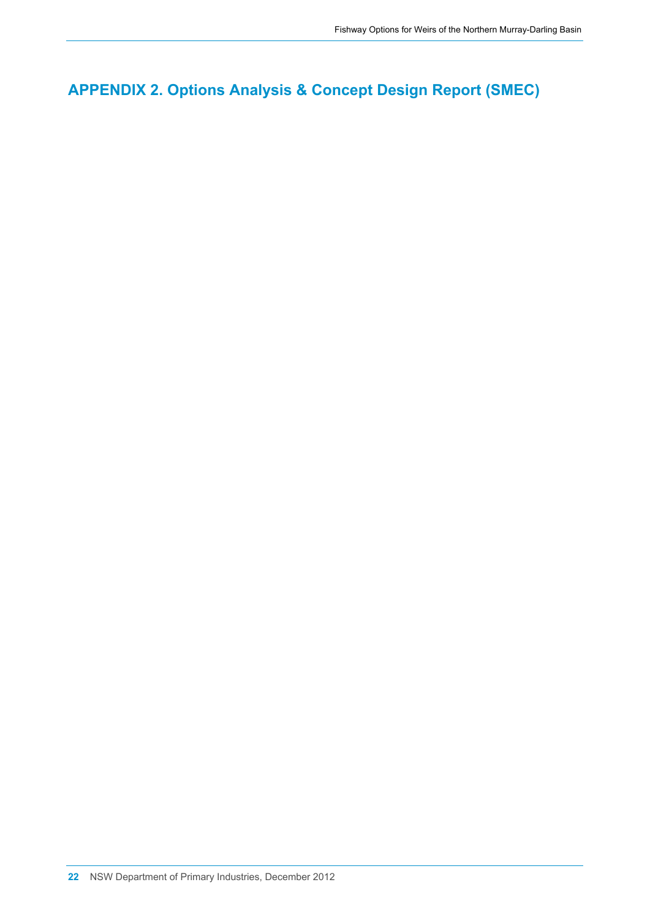## APPENDIX 2. Options Analysis & Concept Design Report (SMEC)